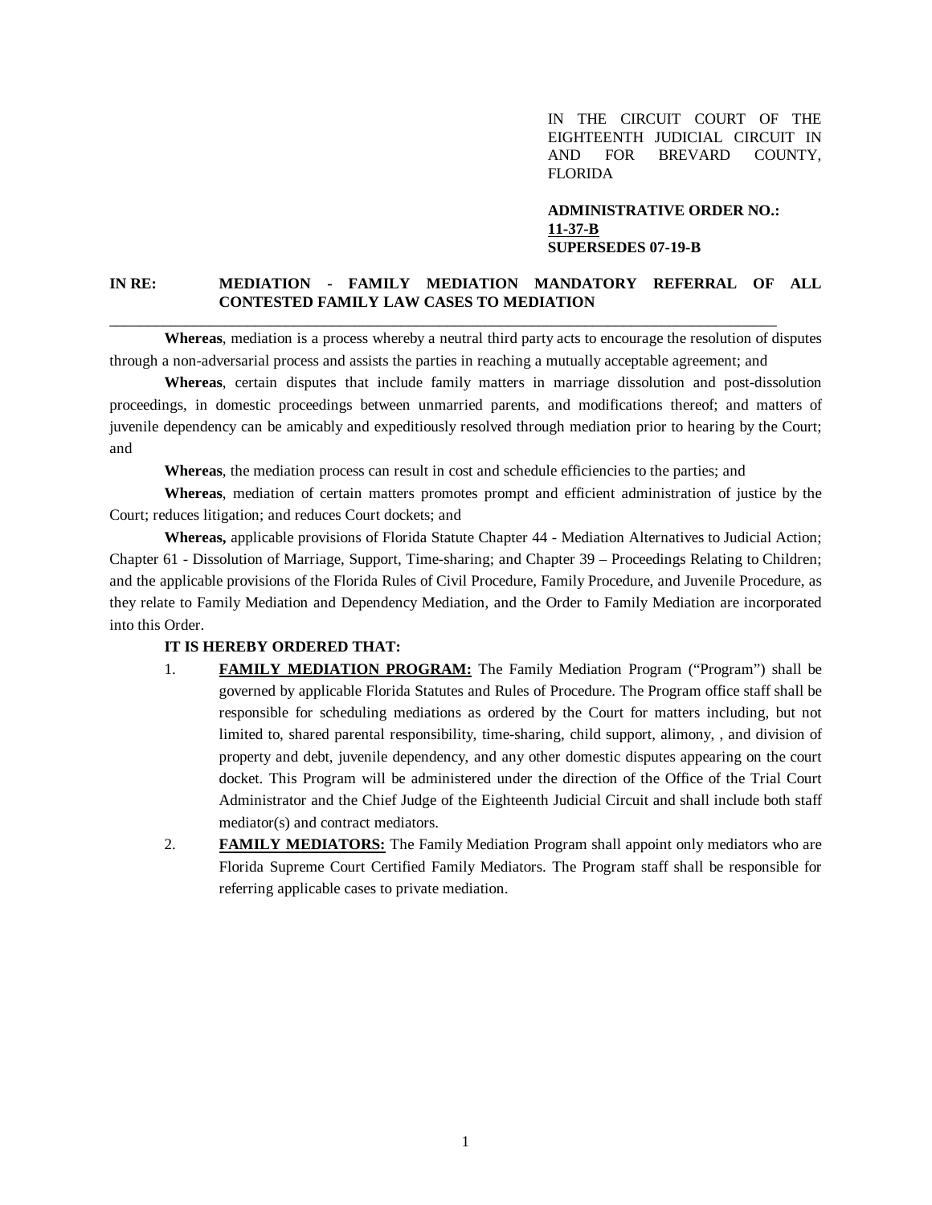IN THE CIRCUIT COURT OF THE EIGHTEENTH JUDICIAL CIRCUIT IN AND FOR BREVARD COUNTY, FLORIDA

**ADMINISTRATIVE ORDER NO.:**
**<u>11-37-B</u>**
**SUPERSEDES 07-19-B**

**IN RE: MEDIATION - FAMILY MEDIATION MANDATORY REFERRAL OF ALL CONTESTED FAMILY LAW CASES TO MEDIATION**

---

**Whereas**, mediation is a process whereby a neutral third party acts to encourage the resolution of disputes through a non-adversarial process and assists the parties in reaching a mutually acceptable agreement; and

**Whereas**, certain disputes that include family matters in marriage dissolution and post-dissolution proceedings, in domestic proceedings between unmarried parents, and modifications thereof; and matters of juvenile dependency can be amicably and expeditiously resolved through mediation prior to hearing by the Court; and

**Whereas**, the mediation process can result in cost and schedule efficiencies to the parties; and

**Whereas**, mediation of certain matters promotes prompt and efficient administration of justice by the Court; reduces litigation; and reduces Court dockets; and

**Whereas,** applicable provisions of Florida Statute Chapter 44 - Mediation Alternatives to Judicial Action; Chapter 61 - Dissolution of Marriage, Support, Time-sharing; and Chapter 39 – Proceedings Relating to Children; and the applicable provisions of the Florida Rules of Civil Procedure, Family Procedure, and Juvenile Procedure, as they relate to Family Mediation and Dependency Mediation, and the Order to Family Mediation are incorporated into this Order.

**IT IS HEREBY ORDERED THAT:**

1. **<u>FAMILY MEDIATION PROGRAM:</u>** The Family Mediation Program ("Program") shall be governed by applicable Florida Statutes and Rules of Procedure. The Program office staff shall be responsible for scheduling mediations as ordered by the Court for matters including, but not limited to, shared parental responsibility, time-sharing, child support, alimony, , and division of property and debt, juvenile dependency, and any other domestic disputes appearing on the court docket. This Program will be administered under the direction of the Office of the Trial Court Administrator and the Chief Judge of the Eighteenth Judicial Circuit and shall include both staff mediator(s) and contract mediators.

2. **<u>FAMILY MEDIATORS:</u>** The Family Mediation Program shall appoint only mediators who are Florida Supreme Court Certified Family Mediators. The Program staff shall be responsible for referring applicable cases to private mediation.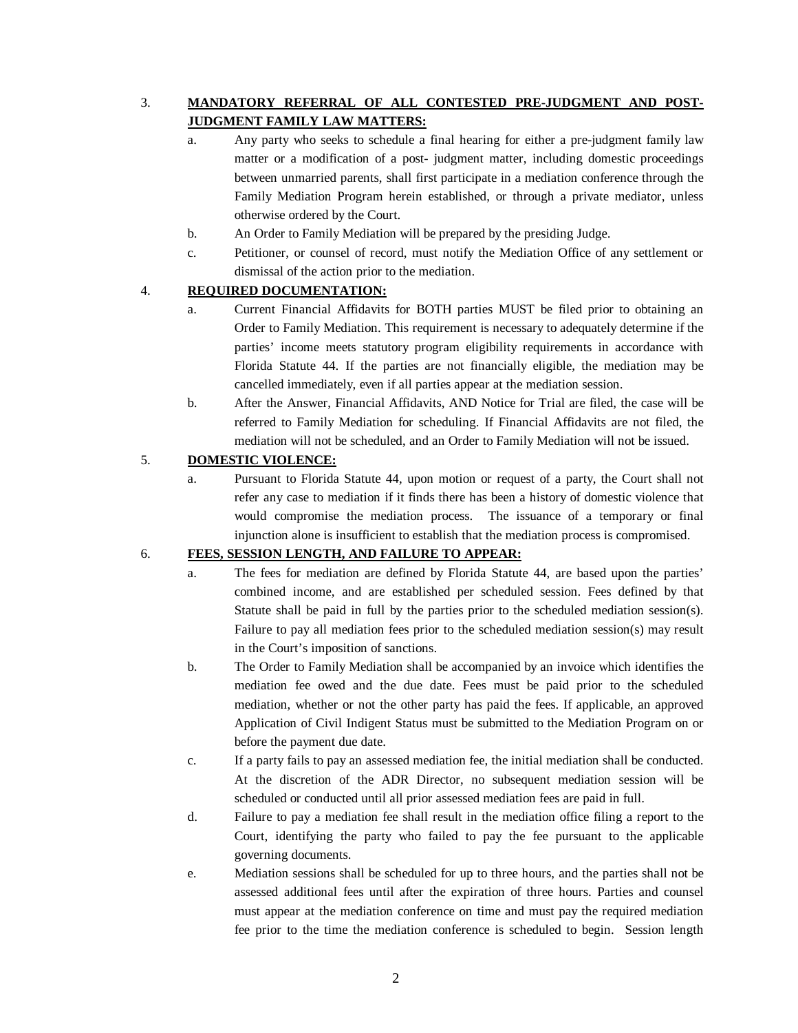3. **MANDATORY REFERRAL OF ALL CONTESTED PRE-JUDGMENT AND POST-JUDGMENT FAMILY LAW MATTERS:**

   a. Any party who seeks to schedule a final hearing for either a pre-judgment family law matter or a modification of a post- judgment matter, including domestic proceedings between unmarried parents, shall first participate in a mediation conference through the Family Mediation Program herein established, or through a private mediator, unless otherwise ordered by the Court.

   b. An Order to Family Mediation will be prepared by the presiding Judge.

   c. Petitioner, or counsel of record, must notify the Mediation Office of any settlement or dismissal of the action prior to the mediation.

4. **REQUIRED DOCUMENTATION:**

   a. Current Financial Affidavits for BOTH parties MUST be filed prior to obtaining an Order to Family Mediation. This requirement is necessary to adequately determine if the parties' income meets statutory program eligibility requirements in accordance with Florida Statute 44. If the parties are not financially eligible, the mediation may be cancelled immediately, even if all parties appear at the mediation session.

   b. After the Answer, Financial Affidavits, AND Notice for Trial are filed, the case will be referred to Family Mediation for scheduling. If Financial Affidavits are not filed, the mediation will not be scheduled, and an Order to Family Mediation will not be issued.

5. **DOMESTIC VIOLENCE:**

   a. Pursuant to Florida Statute 44, upon motion or request of a party, the Court shall not refer any case to mediation if it finds there has been a history of domestic violence that would compromise the mediation process. The issuance of a temporary or final injunction alone is insufficient to establish that the mediation process is compromised.

6. **FEES, SESSION LENGTH, AND FAILURE TO APPEAR:**

   a. The fees for mediation are defined by Florida Statute 44, are based upon the parties' combined income, and are established per scheduled session. Fees defined by that Statute shall be paid in full by the parties prior to the scheduled mediation session(s). Failure to pay all mediation fees prior to the scheduled mediation session(s) may result in the Court's imposition of sanctions.

   b. The Order to Family Mediation shall be accompanied by an invoice which identifies the mediation fee owed and the due date. Fees must be paid prior to the scheduled mediation, whether or not the other party has paid the fees. If applicable, an approved Application of Civil Indigent Status must be submitted to the Mediation Program on or before the payment due date.

   c. If a party fails to pay an assessed mediation fee, the initial mediation shall be conducted. At the discretion of the ADR Director, no subsequent mediation session will be scheduled or conducted until all prior assessed mediation fees are paid in full.

   d. Failure to pay a mediation fee shall result in the mediation office filing a report to the Court, identifying the party who failed to pay the fee pursuant to the applicable governing documents.

   e. Mediation sessions shall be scheduled for up to three hours, and the parties shall not be assessed additional fees until after the expiration of three hours. Parties and counsel must appear at the mediation conference on time and must pay the required mediation fee prior to the time the mediation conference is scheduled to begin. Session length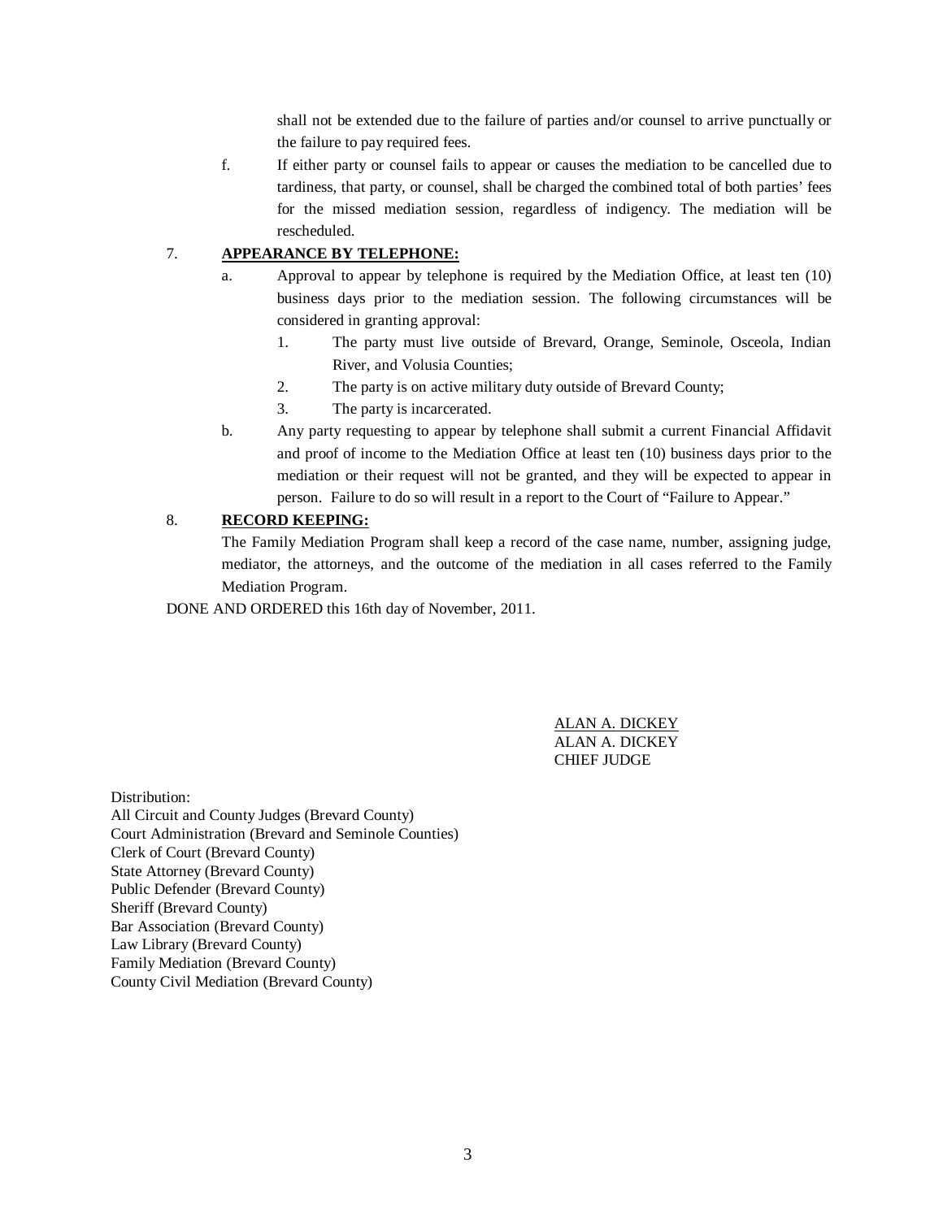shall not be extended due to the failure of parties and/or counsel to arrive punctually or the failure to pay required fees.

f. If either party or counsel fails to appear or causes the mediation to be cancelled due to tardiness, that party, or counsel, shall be charged the combined total of both parties' fees for the missed mediation session, regardless of indigency. The mediation will be rescheduled.

7. **APPEARANCE BY TELEPHONE:**

   a. Approval to appear by telephone is required by the Mediation Office, at least ten (10) business days prior to the mediation session. The following circumstances will be considered in granting approval:

      1. The party must live outside of Brevard, Orange, Seminole, Osceola, Indian River, and Volusia Counties;
      2. The party is on active military duty outside of Brevard County;
      3. The party is incarcerated.

   b. Any party requesting to appear by telephone shall submit a current Financial Affidavit and proof of income to the Mediation Office at least ten (10) business days prior to the mediation or their request will not be granted, and they will be expected to appear in person. Failure to do so will result in a report to the Court of "Failure to Appear."

8. **RECORD KEEPING:**

   The Family Mediation Program shall keep a record of the case name, number, assigning judge, mediator, the attorneys, and the outcome of the mediation in all cases referred to the Family Mediation Program.

DONE AND ORDERED this 16th day of November, 2011.

ALAN A. DICKEY
ALAN A. DICKEY
CHIEF JUDGE

Distribution:
All Circuit and County Judges (Brevard County)
Court Administration (Brevard and Seminole Counties)
Clerk of Court (Brevard County)
State Attorney (Brevard County)
Public Defender (Brevard County)
Sheriff (Brevard County)
Bar Association (Brevard County)
Law Library (Brevard County)
Family Mediation (Brevard County)
County Civil Mediation (Brevard County)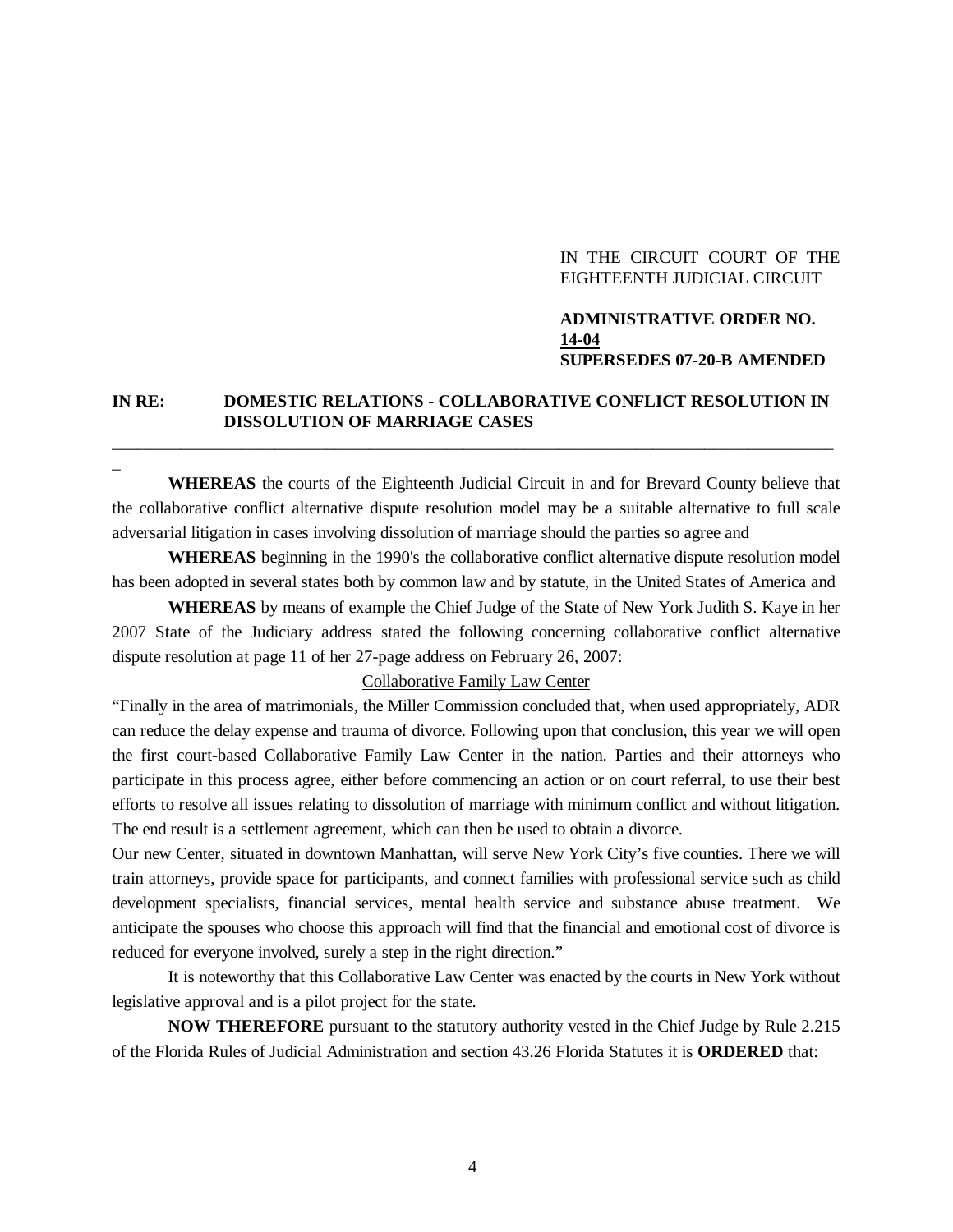IN THE CIRCUIT COURT OF THE EIGHTEENTH JUDICIAL CIRCUIT

**ADMINISTRATIVE ORDER NO. 14-04**
**SUPERSEDES 07-20-B AMENDED**

**IN RE: DOMESTIC RELATIONS - COLLABORATIVE CONFLICT RESOLUTION IN DISSOLUTION OF MARRIAGE CASES**

---

**WHEREAS** the courts of the Eighteenth Judicial Circuit in and for Brevard County believe that the collaborative conflict alternative dispute resolution model may be a suitable alternative to full scale adversarial litigation in cases involving dissolution of marriage should the parties so agree and

**WHEREAS** beginning in the 1990's the collaborative conflict alternative dispute resolution model has been adopted in several states both by common law and by statute, in the United States of America and

**WHEREAS** by means of example the Chief Judge of the State of New York Judith S. Kaye in her 2007 State of the Judiciary address stated the following concerning collaborative conflict alternative dispute resolution at page 11 of her 27-page address on February 26, 2007:

<u>Collaborative Family Law Center</u>

"Finally in the area of matrimonials, the Miller Commission concluded that, when used appropriately, ADR can reduce the delay expense and trauma of divorce. Following upon that conclusion, this year we will open the first court-based Collaborative Family Law Center in the nation. Parties and their attorneys who participate in this process agree, either before commencing an action or on court referral, to use their best efforts to resolve all issues relating to dissolution of marriage with minimum conflict and without litigation. The end result is a settlement agreement, which can then be used to obtain a divorce.

Our new Center, situated in downtown Manhattan, will serve New York City's five counties. There we will train attorneys, provide space for participants, and connect families with professional service such as child development specialists, financial services, mental health service and substance abuse treatment. We anticipate the spouses who choose this approach will find that the financial and emotional cost of divorce is reduced for everyone involved, surely a step in the right direction."

It is noteworthy that this Collaborative Law Center was enacted by the courts in New York without legislative approval and is a pilot project for the state.

**NOW THEREFORE** pursuant to the statutory authority vested in the Chief Judge by Rule 2.215 of the Florida Rules of Judicial Administration and section 43.26 Florida Statutes it is **ORDERED** that: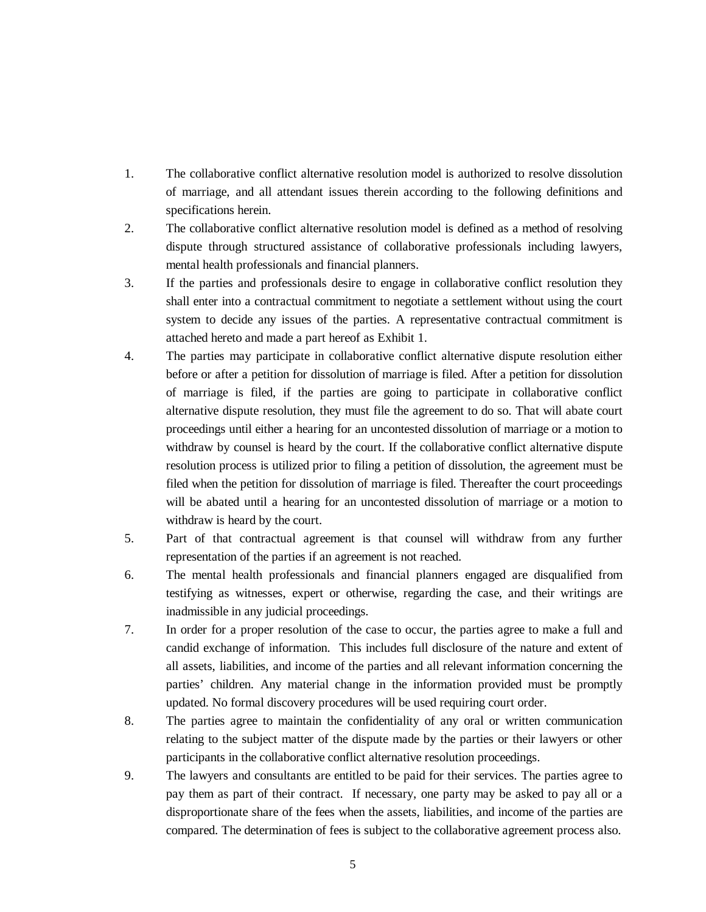1. The collaborative conflict alternative resolution model is authorized to resolve dissolution of marriage, and all attendant issues therein according to the following definitions and specifications herein.
2. The collaborative conflict alternative resolution model is defined as a method of resolving dispute through structured assistance of collaborative professionals including lawyers, mental health professionals and financial planners.
3. If the parties and professionals desire to engage in collaborative conflict resolution they shall enter into a contractual commitment to negotiate a settlement without using the court system to decide any issues of the parties. A representative contractual commitment is attached hereto and made a part hereof as Exhibit 1.
4. The parties may participate in collaborative conflict alternative dispute resolution either before or after a petition for dissolution of marriage is filed. After a petition for dissolution of marriage is filed, if the parties are going to participate in collaborative conflict alternative dispute resolution, they must file the agreement to do so. That will abate court proceedings until either a hearing for an uncontested dissolution of marriage or a motion to withdraw by counsel is heard by the court. If the collaborative conflict alternative dispute resolution process is utilized prior to filing a petition of dissolution, the agreement must be filed when the petition for dissolution of marriage is filed. Thereafter the court proceedings will be abated until a hearing for an uncontested dissolution of marriage or a motion to withdraw is heard by the court.
5. Part of that contractual agreement is that counsel will withdraw from any further representation of the parties if an agreement is not reached.
6. The mental health professionals and financial planners engaged are disqualified from testifying as witnesses, expert or otherwise, regarding the case, and their writings are inadmissible in any judicial proceedings.
7. In order for a proper resolution of the case to occur, the parties agree to make a full and candid exchange of information. This includes full disclosure of the nature and extent of all assets, liabilities, and income of the parties and all relevant information concerning the parties' children. Any material change in the information provided must be promptly updated. No formal discovery procedures will be used requiring court order.
8. The parties agree to maintain the confidentiality of any oral or written communication relating to the subject matter of the dispute made by the parties or their lawyers or other participants in the collaborative conflict alternative resolution proceedings.
9. The lawyers and consultants are entitled to be paid for their services. The parties agree to pay them as part of their contract. If necessary, one party may be asked to pay all or a disproportionate share of the fees when the assets, liabilities, and income of the parties are compared. The determination of fees is subject to the collaborative agreement process also.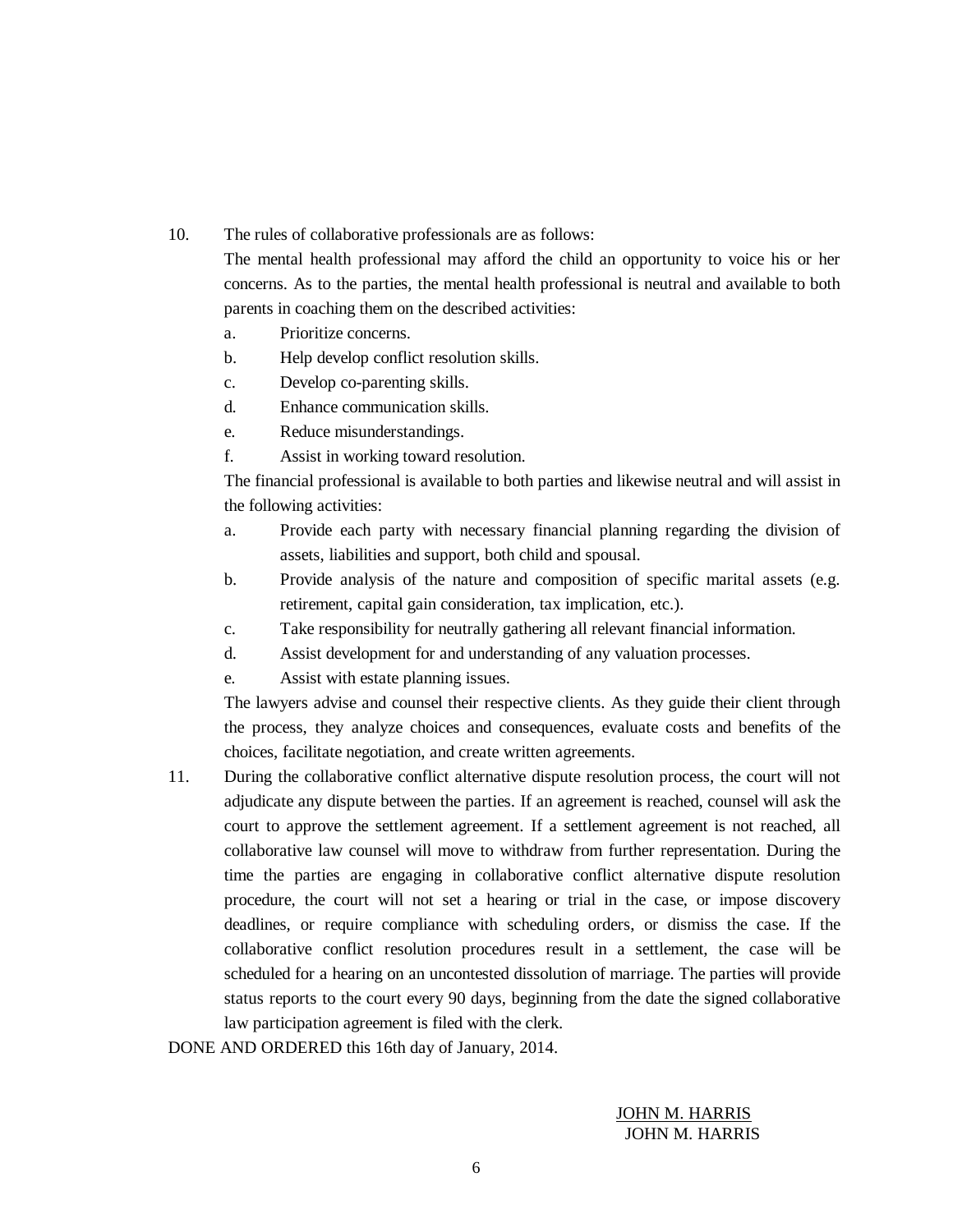10. The rules of collaborative professionals are as follows:

    The mental health professional may afford the child an opportunity to voice his or her concerns. As to the parties, the mental health professional is neutral and available to both parents in coaching them on the described activities:

    a. Prioritize concerns.
    b. Help develop conflict resolution skills.
    c. Develop co-parenting skills.
    d. Enhance communication skills.
    e. Reduce misunderstandings.
    f. Assist in working toward resolution.

    The financial professional is available to both parties and likewise neutral and will assist in the following activities:

    a. Provide each party with necessary financial planning regarding the division of assets, liabilities and support, both child and spousal.
    b. Provide analysis of the nature and composition of specific marital assets (e.g. retirement, capital gain consideration, tax implication, etc.).
    c. Take responsibility for neutrally gathering all relevant financial information.
    d. Assist development for and understanding of any valuation processes.
    e. Assist with estate planning issues.

    The lawyers advise and counsel their respective clients. As they guide their client through the process, they analyze choices and consequences, evaluate costs and benefits of the choices, facilitate negotiation, and create written agreements.

11. During the collaborative conflict alternative dispute resolution process, the court will not adjudicate any dispute between the parties. If an agreement is reached, counsel will ask the court to approve the settlement agreement. If a settlement agreement is not reached, all collaborative law counsel will move to withdraw from further representation. During the time the parties are engaging in collaborative conflict alternative dispute resolution procedure, the court will not set a hearing or trial in the case, or impose discovery deadlines, or require compliance with scheduling orders, or dismiss the case. If the collaborative conflict resolution procedures result in a settlement, the case will be scheduled for a hearing on an uncontested dissolution of marriage. The parties will provide status reports to the court every 90 days, beginning from the date the signed collaborative law participation agreement is filed with the clerk.

DONE AND ORDERED this 16th day of January, 2014.

JOHN M. HARRIS
JOHN M. HARRIS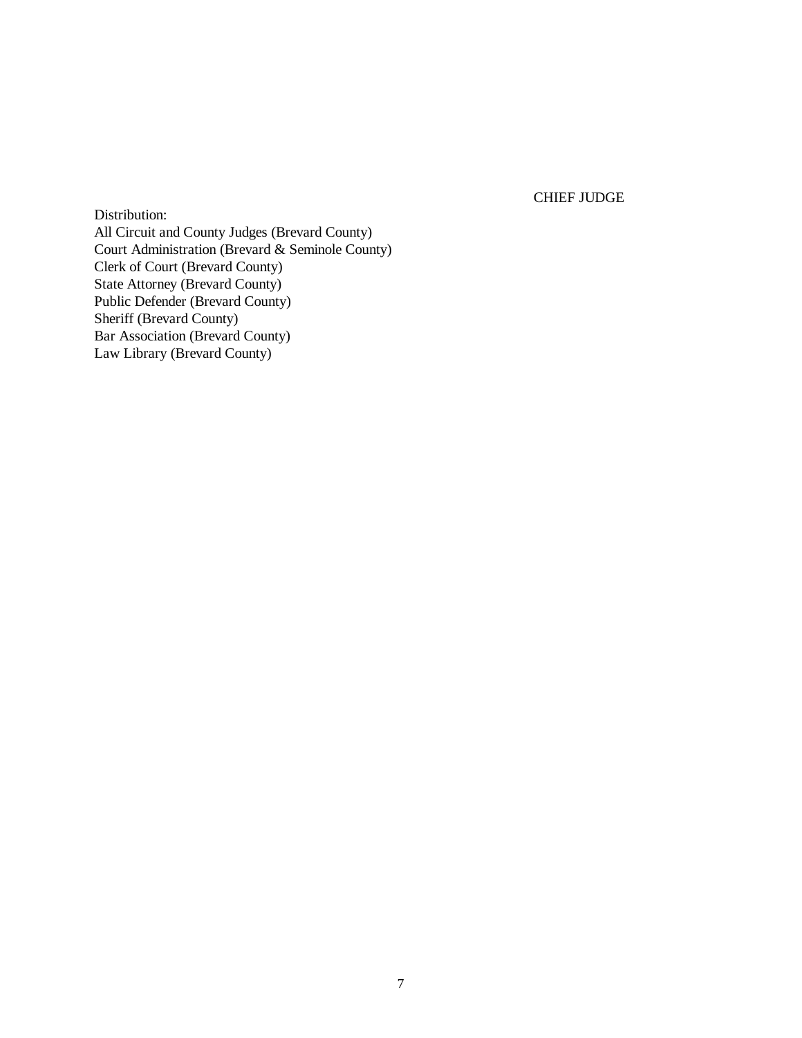CHIEF JUDGE

Distribution:
All Circuit and County Judges (Brevard County)
Court Administration (Brevard & Seminole County)
Clerk of Court (Brevard County)
State Attorney (Brevard County)
Public Defender (Brevard County)
Sheriff (Brevard County)
Bar Association (Brevard County)
Law Library (Brevard County)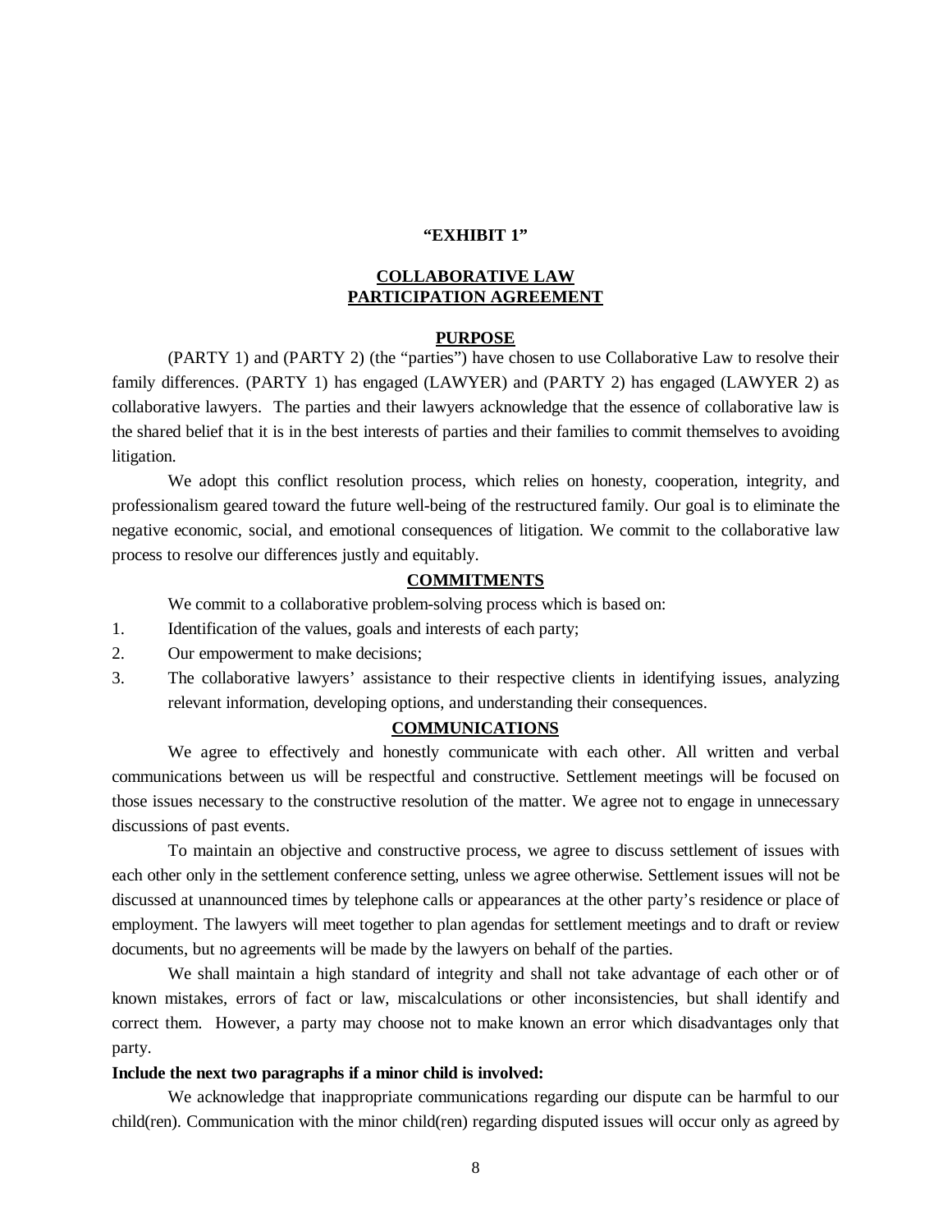**"EXHIBIT 1"**

## COLLABORATIVE LAW PARTICIPATION AGREEMENT

### PURPOSE

(PARTY 1) and (PARTY 2) (the "parties") have chosen to use Collaborative Law to resolve their family differences. (PARTY 1) has engaged (LAWYER) and (PARTY 2) has engaged (LAWYER 2) as collaborative lawyers. The parties and their lawyers acknowledge that the essence of collaborative law is the shared belief that it is in the best interests of parties and their families to commit themselves to avoiding litigation.

We adopt this conflict resolution process, which relies on honesty, cooperation, integrity, and professionalism geared toward the future well-being of the restructured family. Our goal is to eliminate the negative economic, social, and emotional consequences of litigation. We commit to the collaborative law process to resolve our differences justly and equitably.

### COMMITMENTS

We commit to a collaborative problem-solving process which is based on:

1. Identification of the values, goals and interests of each party;
2. Our empowerment to make decisions;
3. The collaborative lawyers' assistance to their respective clients in identifying issues, analyzing relevant information, developing options, and understanding their consequences.

### COMMUNICATIONS

We agree to effectively and honestly communicate with each other. All written and verbal communications between us will be respectful and constructive. Settlement meetings will be focused on those issues necessary to the constructive resolution of the matter. We agree not to engage in unnecessary discussions of past events.

To maintain an objective and constructive process, we agree to discuss settlement of issues with each other only in the settlement conference setting, unless we agree otherwise. Settlement issues will not be discussed at unannounced times by telephone calls or appearances at the other party's residence or place of employment. The lawyers will meet together to plan agendas for settlement meetings and to draft or review documents, but no agreements will be made by the lawyers on behalf of the parties.

We shall maintain a high standard of integrity and shall not take advantage of each other or of known mistakes, errors of fact or law, miscalculations or other inconsistencies, but shall identify and correct them. However, a party may choose not to make known an error which disadvantages only that party.

**Include the next two paragraphs if a minor child is involved:**

We acknowledge that inappropriate communications regarding our dispute can be harmful to our child(ren). Communication with the minor child(ren) regarding disputed issues will occur only as agreed by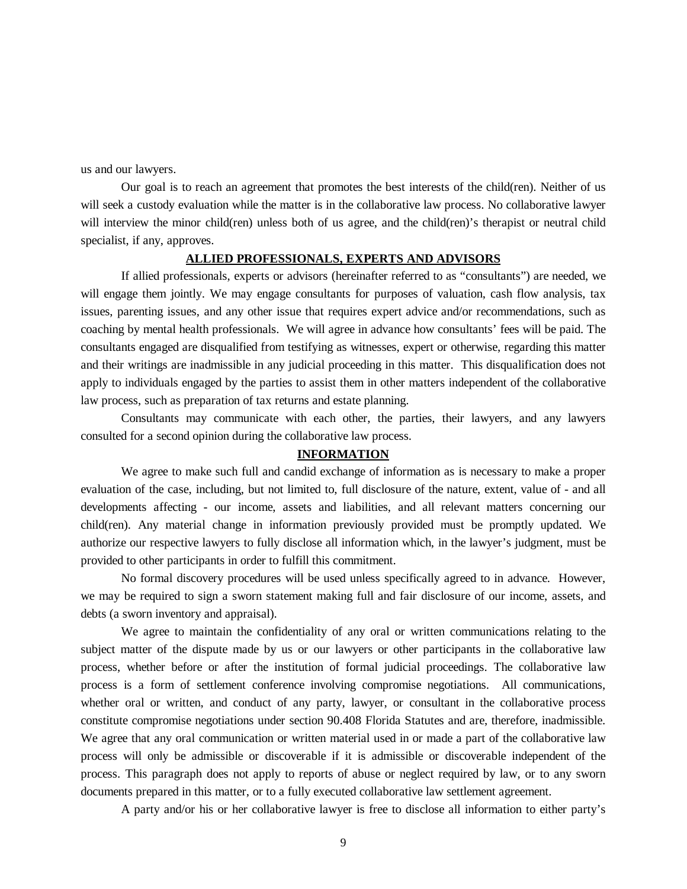us and our lawyers.

Our goal is to reach an agreement that promotes the best interests of the child(ren). Neither of us will seek a custody evaluation while the matter is in the collaborative law process. No collaborative lawyer will interview the minor child(ren) unless both of us agree, and the child(ren)'s therapist or neutral child specialist, if any, approves.

## ALLIED PROFESSIONALS, EXPERTS AND ADVISORS

If allied professionals, experts or advisors (hereinafter referred to as "consultants") are needed, we will engage them jointly. We may engage consultants for purposes of valuation, cash flow analysis, tax issues, parenting issues, and any other issue that requires expert advice and/or recommendations, such as coaching by mental health professionals. We will agree in advance how consultants' fees will be paid. The consultants engaged are disqualified from testifying as witnesses, expert or otherwise, regarding this matter and their writings are inadmissible in any judicial proceeding in this matter. This disqualification does not apply to individuals engaged by the parties to assist them in other matters independent of the collaborative law process, such as preparation of tax returns and estate planning.

Consultants may communicate with each other, the parties, their lawyers, and any lawyers consulted for a second opinion during the collaborative law process.

## INFORMATION

We agree to make such full and candid exchange of information as is necessary to make a proper evaluation of the case, including, but not limited to, full disclosure of the nature, extent, value of - and all developments affecting - our income, assets and liabilities, and all relevant matters concerning our child(ren). Any material change in information previously provided must be promptly updated. We authorize our respective lawyers to fully disclose all information which, in the lawyer's judgment, must be provided to other participants in order to fulfill this commitment.

No formal discovery procedures will be used unless specifically agreed to in advance. However, we may be required to sign a sworn statement making full and fair disclosure of our income, assets, and debts (a sworn inventory and appraisal).

We agree to maintain the confidentiality of any oral or written communications relating to the subject matter of the dispute made by us or our lawyers or other participants in the collaborative law process, whether before or after the institution of formal judicial proceedings. The collaborative law process is a form of settlement conference involving compromise negotiations. All communications, whether oral or written, and conduct of any party, lawyer, or consultant in the collaborative process constitute compromise negotiations under section 90.408 Florida Statutes and are, therefore, inadmissible. We agree that any oral communication or written material used in or made a part of the collaborative law process will only be admissible or discoverable if it is admissible or discoverable independent of the process. This paragraph does not apply to reports of abuse or neglect required by law, or to any sworn documents prepared in this matter, or to a fully executed collaborative law settlement agreement.

A party and/or his or her collaborative lawyer is free to disclose all information to either party's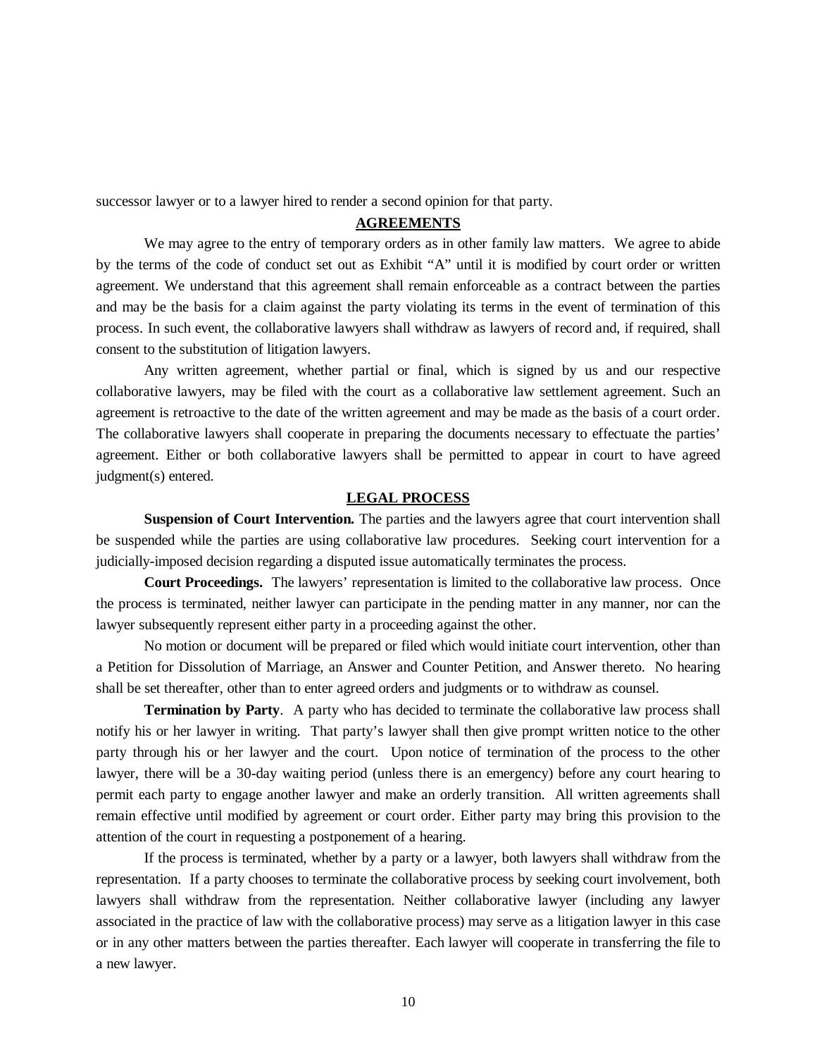successor lawyer or to a lawyer hired to render a second opinion for that party.

## AGREEMENTS

We may agree to the entry of temporary orders as in other family law matters. We agree to abide by the terms of the code of conduct set out as Exhibit "A" until it is modified by court order or written agreement. We understand that this agreement shall remain enforceable as a contract between the parties and may be the basis for a claim against the party violating its terms in the event of termination of this process. In such event, the collaborative lawyers shall withdraw as lawyers of record and, if required, shall consent to the substitution of litigation lawyers.

Any written agreement, whether partial or final, which is signed by us and our respective collaborative lawyers, may be filed with the court as a collaborative law settlement agreement. Such an agreement is retroactive to the date of the written agreement and may be made as the basis of a court order. The collaborative lawyers shall cooperate in preparing the documents necessary to effectuate the parties' agreement. Either or both collaborative lawyers shall be permitted to appear in court to have agreed judgment(s) entered.

## LEGAL PROCESS

**Suspension of Court Intervention.** The parties and the lawyers agree that court intervention shall be suspended while the parties are using collaborative law procedures. Seeking court intervention for a judicially-imposed decision regarding a disputed issue automatically terminates the process.

**Court Proceedings.** The lawyers' representation is limited to the collaborative law process. Once the process is terminated, neither lawyer can participate in the pending matter in any manner, nor can the lawyer subsequently represent either party in a proceeding against the other.

No motion or document will be prepared or filed which would initiate court intervention, other than a Petition for Dissolution of Marriage, an Answer and Counter Petition, and Answer thereto. No hearing shall be set thereafter, other than to enter agreed orders and judgments or to withdraw as counsel.

**Termination by Party**. A party who has decided to terminate the collaborative law process shall notify his or her lawyer in writing. That party's lawyer shall then give prompt written notice to the other party through his or her lawyer and the court. Upon notice of termination of the process to the other lawyer, there will be a 30-day waiting period (unless there is an emergency) before any court hearing to permit each party to engage another lawyer and make an orderly transition. All written agreements shall remain effective until modified by agreement or court order. Either party may bring this provision to the attention of the court in requesting a postponement of a hearing.

If the process is terminated, whether by a party or a lawyer, both lawyers shall withdraw from the representation. If a party chooses to terminate the collaborative process by seeking court involvement, both lawyers shall withdraw from the representation. Neither collaborative lawyer (including any lawyer associated in the practice of law with the collaborative process) may serve as a litigation lawyer in this case or in any other matters between the parties thereafter. Each lawyer will cooperate in transferring the file to a new lawyer.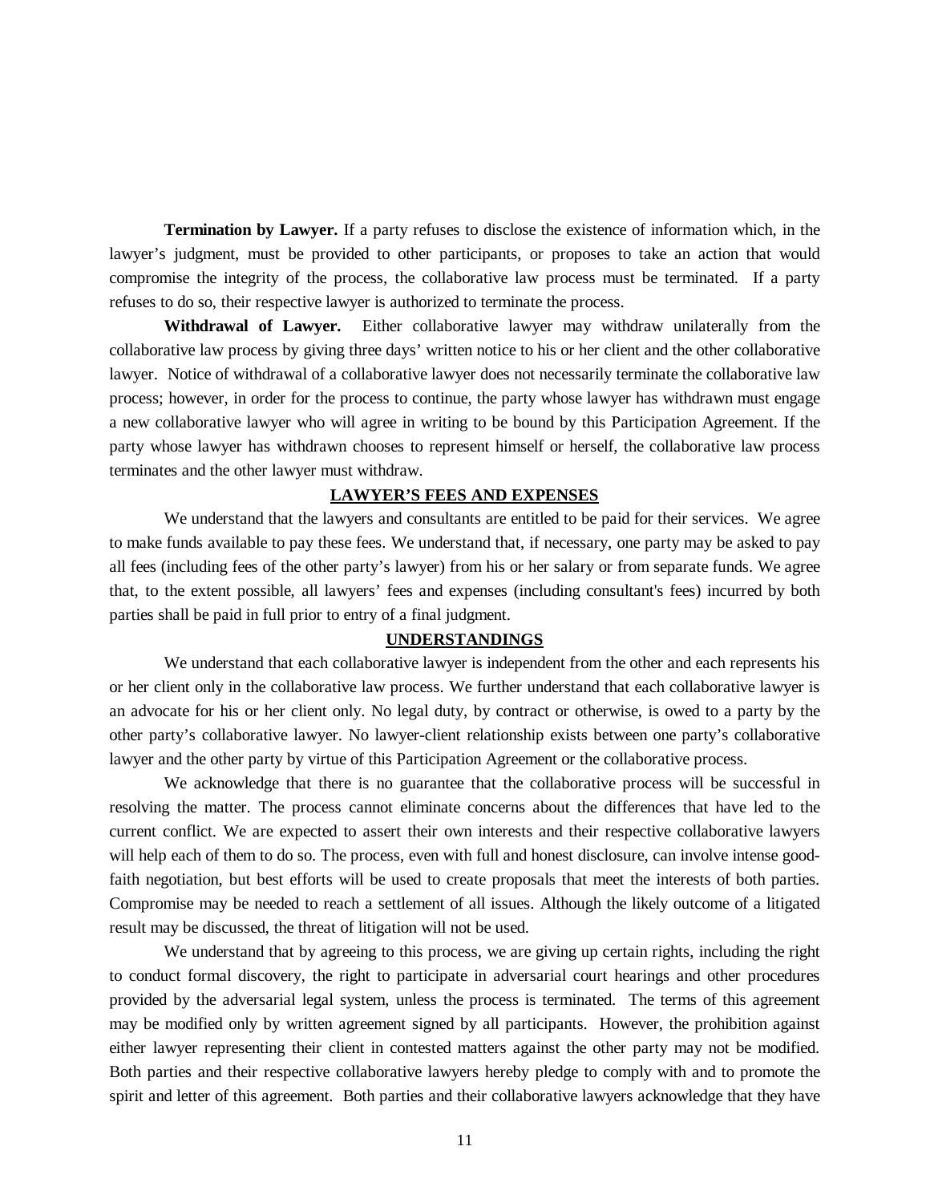**Termination by Lawyer.** If a party refuses to disclose the existence of information which, in the lawyer's judgment, must be provided to other participants, or proposes to take an action that would compromise the integrity of the process, the collaborative law process must be terminated. If a party refuses to do so, their respective lawyer is authorized to terminate the process.

**Withdrawal of Lawyer.** Either collaborative lawyer may withdraw unilaterally from the collaborative law process by giving three days' written notice to his or her client and the other collaborative lawyer. Notice of withdrawal of a collaborative lawyer does not necessarily terminate the collaborative law process; however, in order for the process to continue, the party whose lawyer has withdrawn must engage a new collaborative lawyer who will agree in writing to be bound by this Participation Agreement. If the party whose lawyer has withdrawn chooses to represent himself or herself, the collaborative law process terminates and the other lawyer must withdraw.

## LAWYER'S FEES AND EXPENSES

We understand that the lawyers and consultants are entitled to be paid for their services. We agree to make funds available to pay these fees. We understand that, if necessary, one party may be asked to pay all fees (including fees of the other party's lawyer) from his or her salary or from separate funds. We agree that, to the extent possible, all lawyers' fees and expenses (including consultant's fees) incurred by both parties shall be paid in full prior to entry of a final judgment.

## UNDERSTANDINGS

We understand that each collaborative lawyer is independent from the other and each represents his or her client only in the collaborative law process. We further understand that each collaborative lawyer is an advocate for his or her client only. No legal duty, by contract or otherwise, is owed to a party by the other party's collaborative lawyer. No lawyer-client relationship exists between one party's collaborative lawyer and the other party by virtue of this Participation Agreement or the collaborative process.

We acknowledge that there is no guarantee that the collaborative process will be successful in resolving the matter. The process cannot eliminate concerns about the differences that have led to the current conflict. We are expected to assert their own interests and their respective collaborative lawyers will help each of them to do so. The process, even with full and honest disclosure, can involve intense good-faith negotiation, but best efforts will be used to create proposals that meet the interests of both parties. Compromise may be needed to reach a settlement of all issues. Although the likely outcome of a litigated result may be discussed, the threat of litigation will not be used.

We understand that by agreeing to this process, we are giving up certain rights, including the right to conduct formal discovery, the right to participate in adversarial court hearings and other procedures provided by the adversarial legal system, unless the process is terminated. The terms of this agreement may be modified only by written agreement signed by all participants. However, the prohibition against either lawyer representing their client in contested matters against the other party may not be modified. Both parties and their respective collaborative lawyers hereby pledge to comply with and to promote the spirit and letter of this agreement. Both parties and their collaborative lawyers acknowledge that they have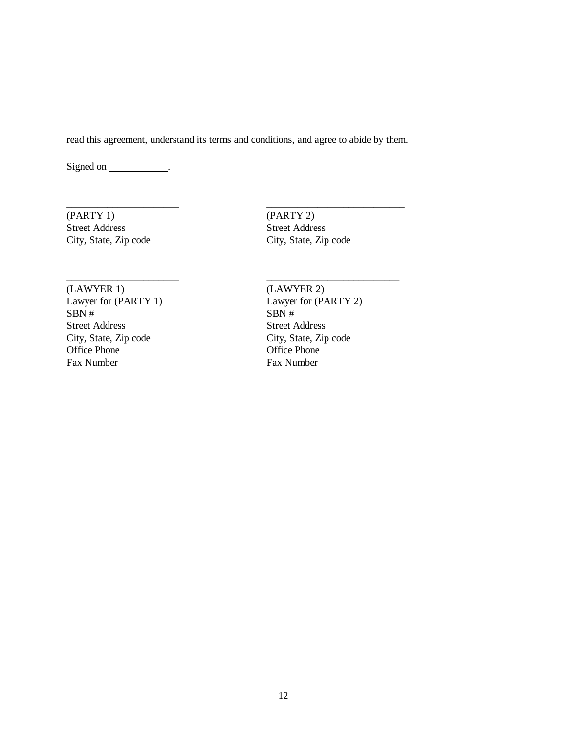read this agreement, understand its terms and conditions, and agree to abide by them.

Signed on ____________.

| | |
|---|---|
| _______________________ | ____________________________ |
| (PARTY 1) | (PARTY 2) |
| Street Address | Street Address |
| City, State, Zip code | City, State, Zip code |
| | |
| _______________________ | ___________________________ |
| (LAWYER 1) | (LAWYER 2) |
| Lawyer for (PARTY 1) | Lawyer for (PARTY 2) |
| SBN # | SBN # |
| Street Address | Street Address |
| City, State, Zip code | City, State, Zip code |
| Office Phone | Office Phone |
| Fax Number | Fax Number |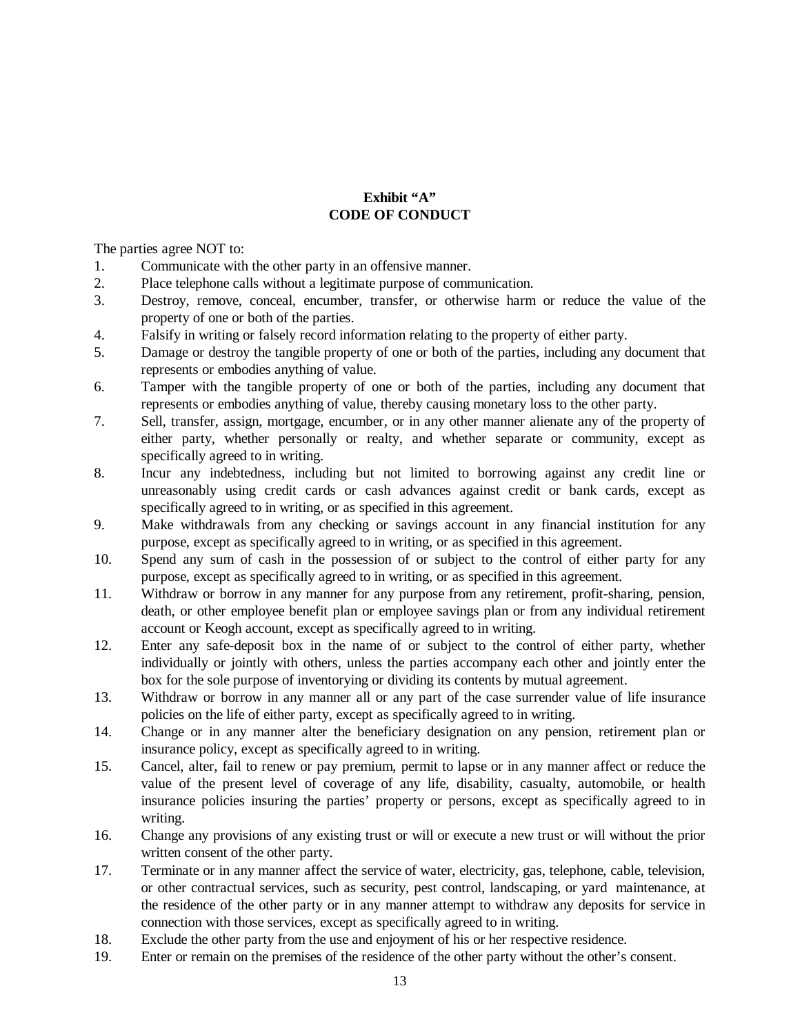**Exhibit "A"**
**CODE OF CONDUCT**

The parties agree NOT to:

1. Communicate with the other party in an offensive manner.
2. Place telephone calls without a legitimate purpose of communication.
3. Destroy, remove, conceal, encumber, transfer, or otherwise harm or reduce the value of the property of one or both of the parties.
4. Falsify in writing or falsely record information relating to the property of either party.
5. Damage or destroy the tangible property of one or both of the parties, including any document that represents or embodies anything of value.
6. Tamper with the tangible property of one or both of the parties, including any document that represents or embodies anything of value, thereby causing monetary loss to the other party.
7. Sell, transfer, assign, mortgage, encumber, or in any other manner alienate any of the property of either party, whether personally or realty, and whether separate or community, except as specifically agreed to in writing.
8. Incur any indebtedness, including but not limited to borrowing against any credit line or unreasonably using credit cards or cash advances against credit or bank cards, except as specifically agreed to in writing, or as specified in this agreement.
9. Make withdrawals from any checking or savings account in any financial institution for any purpose, except as specifically agreed to in writing, or as specified in this agreement.
10. Spend any sum of cash in the possession of or subject to the control of either party for any purpose, except as specifically agreed to in writing, or as specified in this agreement.
11. Withdraw or borrow in any manner for any purpose from any retirement, profit-sharing, pension, death, or other employee benefit plan or employee savings plan or from any individual retirement account or Keogh account, except as specifically agreed to in writing.
12. Enter any safe-deposit box in the name of or subject to the control of either party, whether individually or jointly with others, unless the parties accompany each other and jointly enter the box for the sole purpose of inventorying or dividing its contents by mutual agreement.
13. Withdraw or borrow in any manner all or any part of the case surrender value of life insurance policies on the life of either party, except as specifically agreed to in writing.
14. Change or in any manner alter the beneficiary designation on any pension, retirement plan or insurance policy, except as specifically agreed to in writing.
15. Cancel, alter, fail to renew or pay premium, permit to lapse or in any manner affect or reduce the value of the present level of coverage of any life, disability, casualty, automobile, or health insurance policies insuring the parties' property or persons, except as specifically agreed to in writing.
16. Change any provisions of any existing trust or will or execute a new trust or will without the prior written consent of the other party.
17. Terminate or in any manner affect the service of water, electricity, gas, telephone, cable, television, or other contractual services, such as security, pest control, landscaping, or yard maintenance, at the residence of the other party or in any manner attempt to withdraw any deposits for service in connection with those services, except as specifically agreed to in writing.
18. Exclude the other party from the use and enjoyment of his or her respective residence.
19. Enter or remain on the premises of the residence of the other party without the other's consent.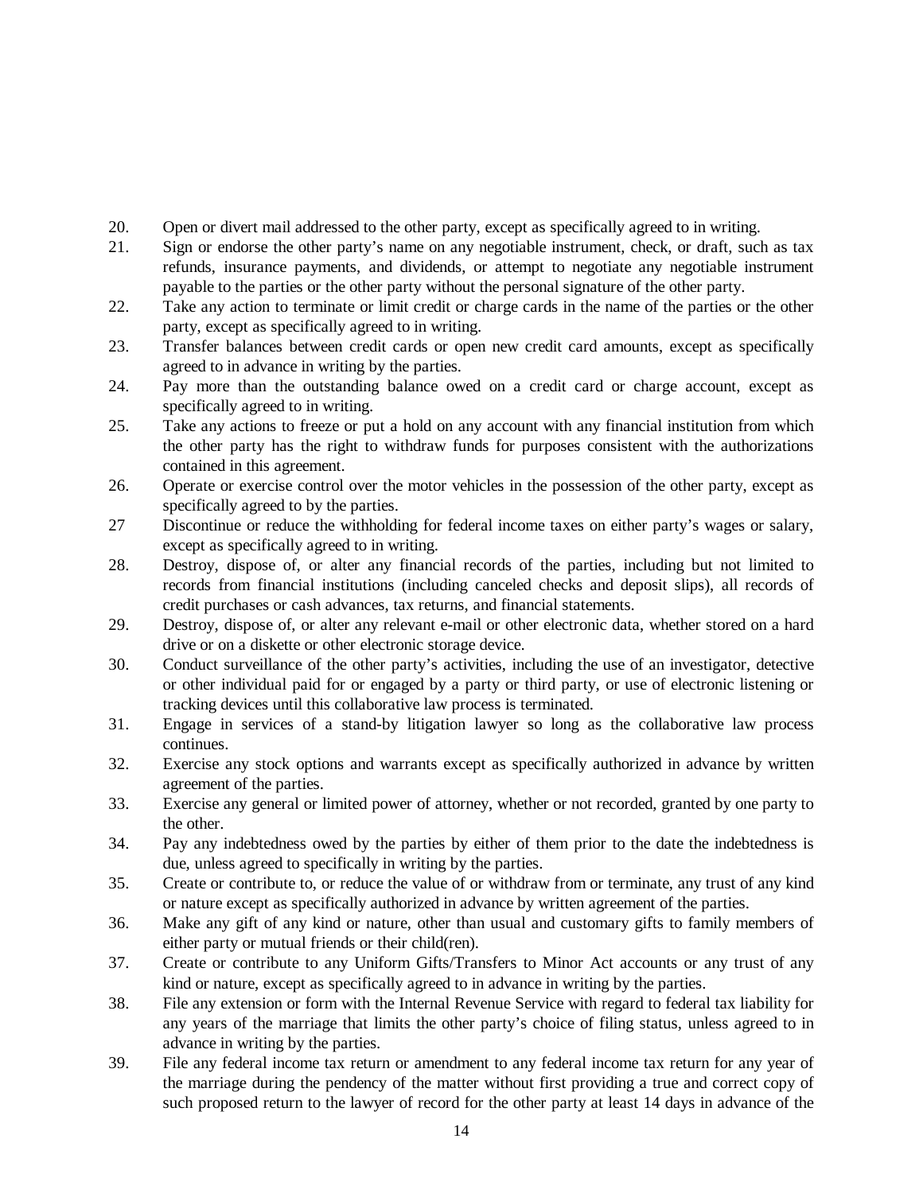20. Open or divert mail addressed to the other party, except as specifically agreed to in writing.
21. Sign or endorse the other party's name on any negotiable instrument, check, or draft, such as tax refunds, insurance payments, and dividends, or attempt to negotiate any negotiable instrument payable to the parties or the other party without the personal signature of the other party.
22. Take any action to terminate or limit credit or charge cards in the name of the parties or the other party, except as specifically agreed to in writing.
23. Transfer balances between credit cards or open new credit card amounts, except as specifically agreed to in advance in writing by the parties.
24. Pay more than the outstanding balance owed on a credit card or charge account, except as specifically agreed to in writing.
25. Take any actions to freeze or put a hold on any account with any financial institution from which the other party has the right to withdraw funds for purposes consistent with the authorizations contained in this agreement.
26. Operate or exercise control over the motor vehicles in the possession of the other party, except as specifically agreed to by the parties.
27 Discontinue or reduce the withholding for federal income taxes on either party's wages or salary, except as specifically agreed to in writing.
28. Destroy, dispose of, or alter any financial records of the parties, including but not limited to records from financial institutions (including canceled checks and deposit slips), all records of credit purchases or cash advances, tax returns, and financial statements.
29. Destroy, dispose of, or alter any relevant e-mail or other electronic data, whether stored on a hard drive or on a diskette or other electronic storage device.
30. Conduct surveillance of the other party's activities, including the use of an investigator, detective or other individual paid for or engaged by a party or third party, or use of electronic listening or tracking devices until this collaborative law process is terminated.
31. Engage in services of a stand-by litigation lawyer so long as the collaborative law process continues.
32. Exercise any stock options and warrants except as specifically authorized in advance by written agreement of the parties.
33. Exercise any general or limited power of attorney, whether or not recorded, granted by one party to the other.
34. Pay any indebtedness owed by the parties by either of them prior to the date the indebtedness is due, unless agreed to specifically in writing by the parties.
35. Create or contribute to, or reduce the value of or withdraw from or terminate, any trust of any kind or nature except as specifically authorized in advance by written agreement of the parties.
36. Make any gift of any kind or nature, other than usual and customary gifts to family members of either party or mutual friends or their child(ren).
37. Create or contribute to any Uniform Gifts/Transfers to Minor Act accounts or any trust of any kind or nature, except as specifically agreed to in advance in writing by the parties.
38. File any extension or form with the Internal Revenue Service with regard to federal tax liability for any years of the marriage that limits the other party's choice of filing status, unless agreed to in advance in writing by the parties.
39. File any federal income tax return or amendment to any federal income tax return for any year of the marriage during the pendency of the matter without first providing a true and correct copy of such proposed return to the lawyer of record for the other party at least 14 days in advance of the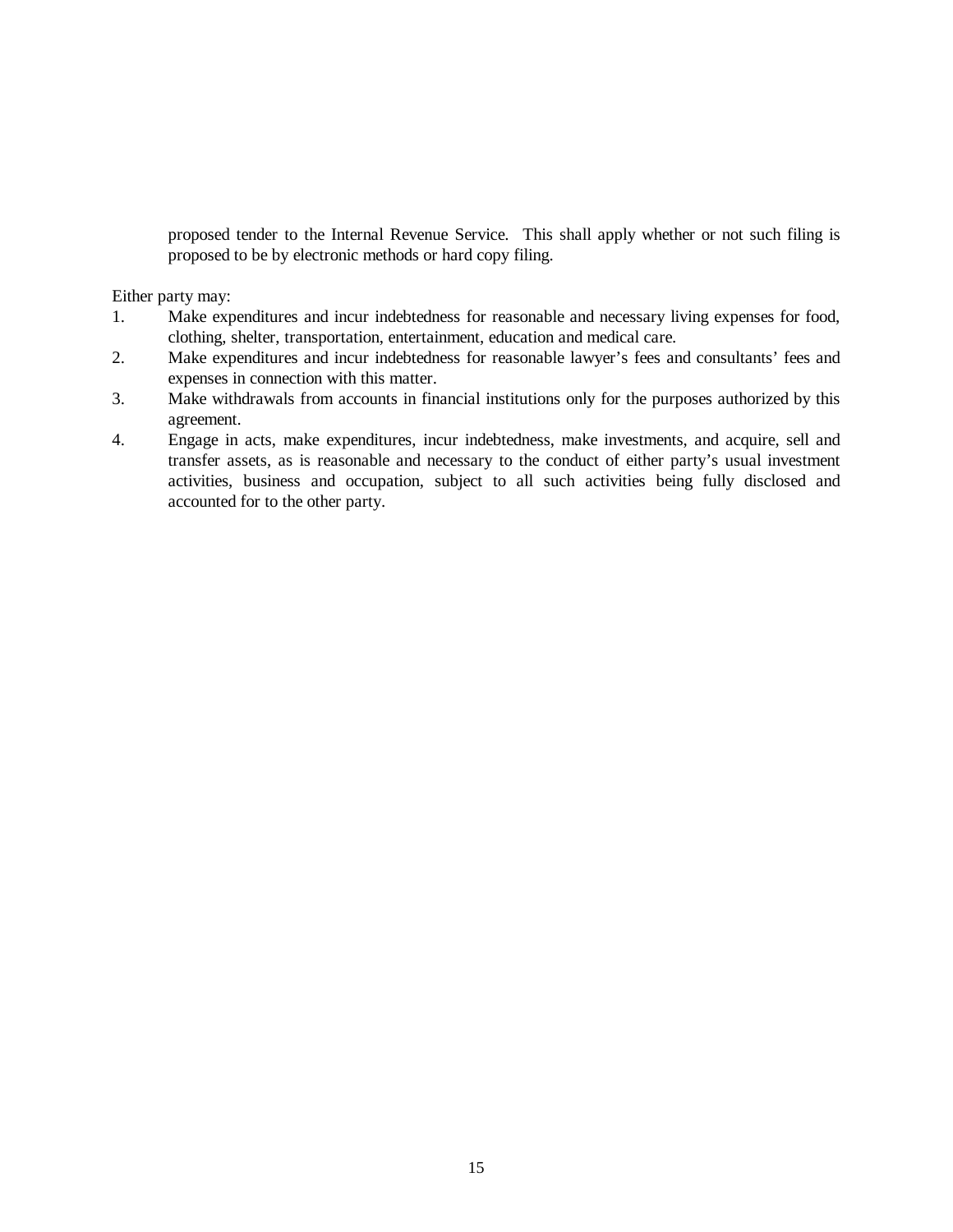proposed tender to the Internal Revenue Service. This shall apply whether or not such filing is proposed to be by electronic methods or hard copy filing.

Either party may:

1. Make expenditures and incur indebtedness for reasonable and necessary living expenses for food, clothing, shelter, transportation, entertainment, education and medical care.
2. Make expenditures and incur indebtedness for reasonable lawyer's fees and consultants' fees and expenses in connection with this matter.
3. Make withdrawals from accounts in financial institutions only for the purposes authorized by this agreement.
4. Engage in acts, make expenditures, incur indebtedness, make investments, and acquire, sell and transfer assets, as is reasonable and necessary to the conduct of either party's usual investment activities, business and occupation, subject to all such activities being fully disclosed and accounted for to the other party.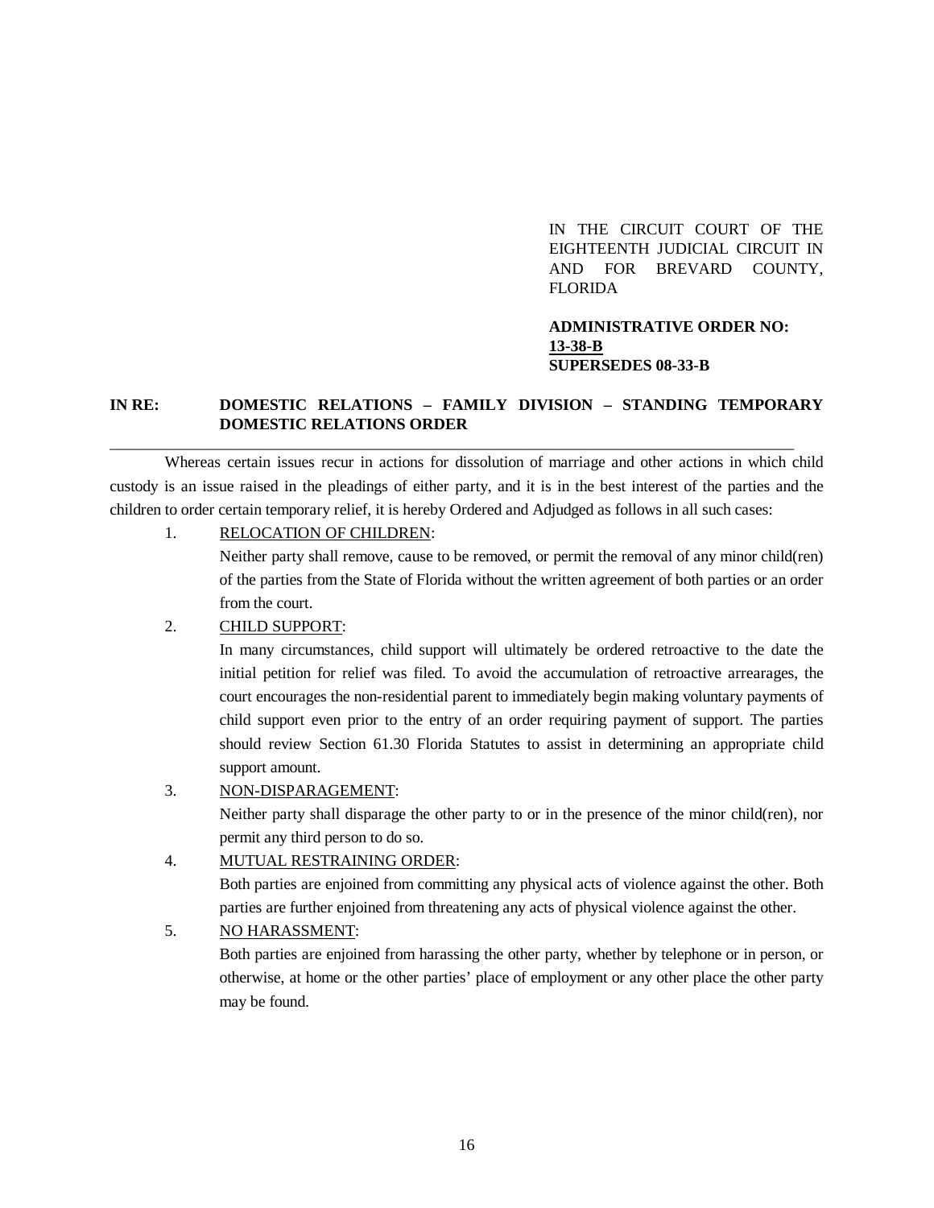IN THE CIRCUIT COURT OF THE EIGHTEENTH JUDICIAL CIRCUIT IN AND FOR BREVARD COUNTY, FLORIDA

**ADMINISTRATIVE ORDER NO: 13-38-B**
**SUPERSEDES 08-33-B**

**IN RE: DOMESTIC RELATIONS – FAMILY DIVISION – STANDING TEMPORARY DOMESTIC RELATIONS ORDER**

---

Whereas certain issues recur in actions for dissolution of marriage and other actions in which child custody is an issue raised in the pleadings of either party, and it is in the best interest of the parties and the children to order certain temporary relief, it is hereby Ordered and Adjudged as follows in all such cases:

1. RELOCATION OF CHILDREN:
   Neither party shall remove, cause to be removed, or permit the removal of any minor child(ren) of the parties from the State of Florida without the written agreement of both parties or an order from the court.

2. CHILD SUPPORT:
   In many circumstances, child support will ultimately be ordered retroactive to the date the initial petition for relief was filed. To avoid the accumulation of retroactive arrearages, the court encourages the non-residential parent to immediately begin making voluntary payments of child support even prior to the entry of an order requiring payment of support. The parties should review Section 61.30 Florida Statutes to assist in determining an appropriate child support amount.

3. NON-DISPARAGEMENT:
   Neither party shall disparage the other party to or in the presence of the minor child(ren), nor permit any third person to do so.

4. MUTUAL RESTRAINING ORDER:
   Both parties are enjoined from committing any physical acts of violence against the other. Both parties are further enjoined from threatening any acts of physical violence against the other.

5. NO HARASSMENT:
   Both parties are enjoined from harassing the other party, whether by telephone or in person, or otherwise, at home or the other parties' place of employment or any other place the other party may be found.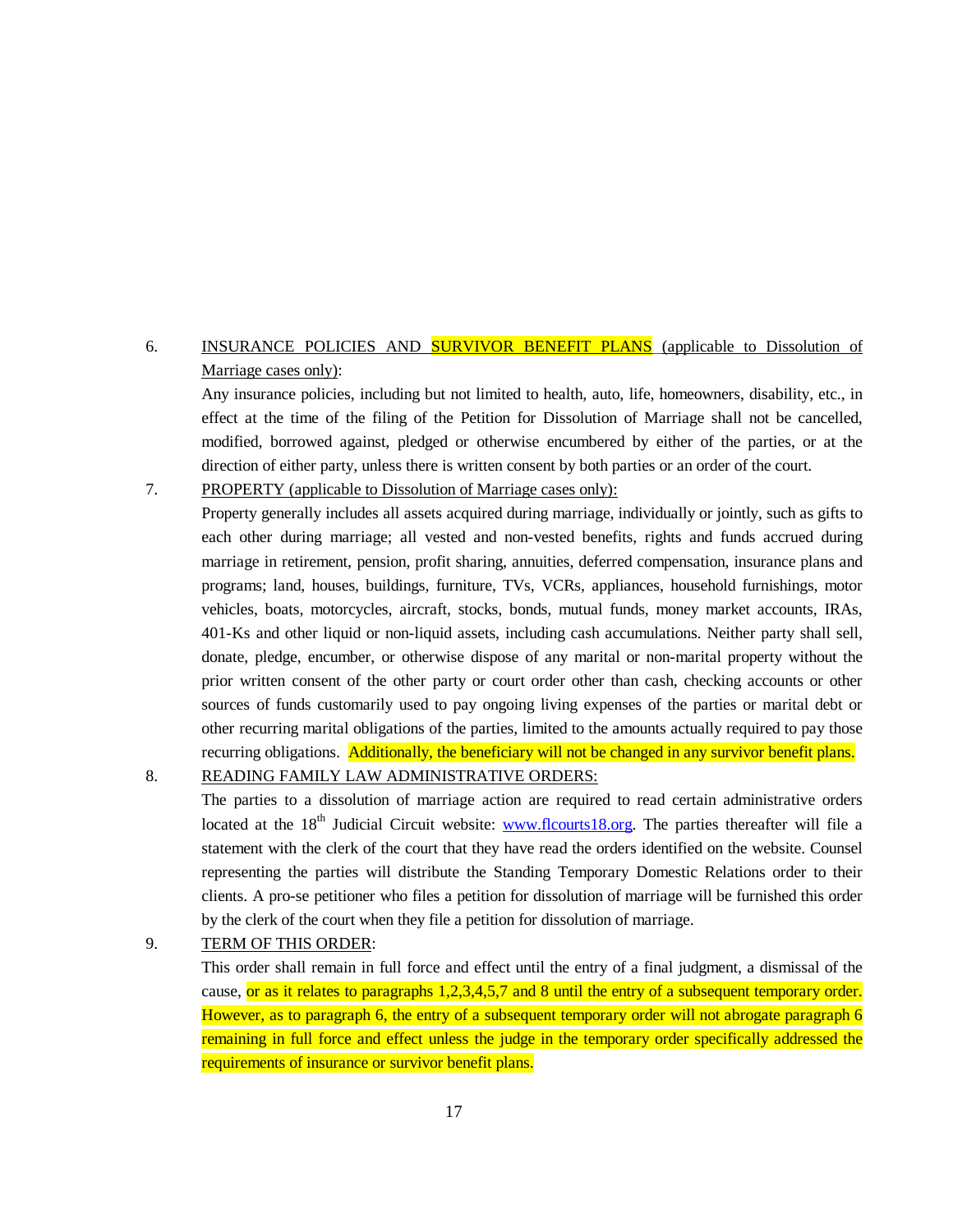6. INSURANCE POLICIES AND SURVIVOR BENEFIT PLANS (applicable to Dissolution of Marriage cases only):

   Any insurance policies, including but not limited to health, auto, life, homeowners, disability, etc., in effect at the time of the filing of the Petition for Dissolution of Marriage shall not be cancelled, modified, borrowed against, pledged or otherwise encumbered by either of the parties, or at the direction of either party, unless there is written consent by both parties or an order of the court.

7. PROPERTY (applicable to Dissolution of Marriage cases only):

   Property generally includes all assets acquired during marriage, individually or jointly, such as gifts to each other during marriage; all vested and non-vested benefits, rights and funds accrued during marriage in retirement, pension, profit sharing, annuities, deferred compensation, insurance plans and programs; land, houses, buildings, furniture, TVs, VCRs, appliances, household furnishings, motor vehicles, boats, motorcycles, aircraft, stocks, bonds, mutual funds, money market accounts, IRAs, 401-Ks and other liquid or non-liquid assets, including cash accumulations. Neither party shall sell, donate, pledge, encumber, or otherwise dispose of any marital or non-marital property without the prior written consent of the other party or court order other than cash, checking accounts or other sources of funds customarily used to pay ongoing living expenses of the parties or marital debt or other recurring marital obligations of the parties, limited to the amounts actually required to pay those recurring obligations. Additionally, the beneficiary will not be changed in any survivor benefit plans.

8. READING FAMILY LAW ADMINISTRATIVE ORDERS:

   The parties to a dissolution of marriage action are required to read certain administrative orders located at the 18th Judicial Circuit website: www.flcourts18.org. The parties thereafter will file a statement with the clerk of the court that they have read the orders identified on the website. Counsel representing the parties will distribute the Standing Temporary Domestic Relations order to their clients. A pro-se petitioner who files a petition for dissolution of marriage will be furnished this order by the clerk of the court when they file a petition for dissolution of marriage.

9. TERM OF THIS ORDER:

   This order shall remain in full force and effect until the entry of a final judgment, a dismissal of the cause, or as it relates to paragraphs 1,2,3,4,5,7 and 8 until the entry of a subsequent temporary order. However, as to paragraph 6, the entry of a subsequent temporary order will not abrogate paragraph 6 remaining in full force and effect unless the judge in the temporary order specifically addressed the requirements of insurance or survivor benefit plans.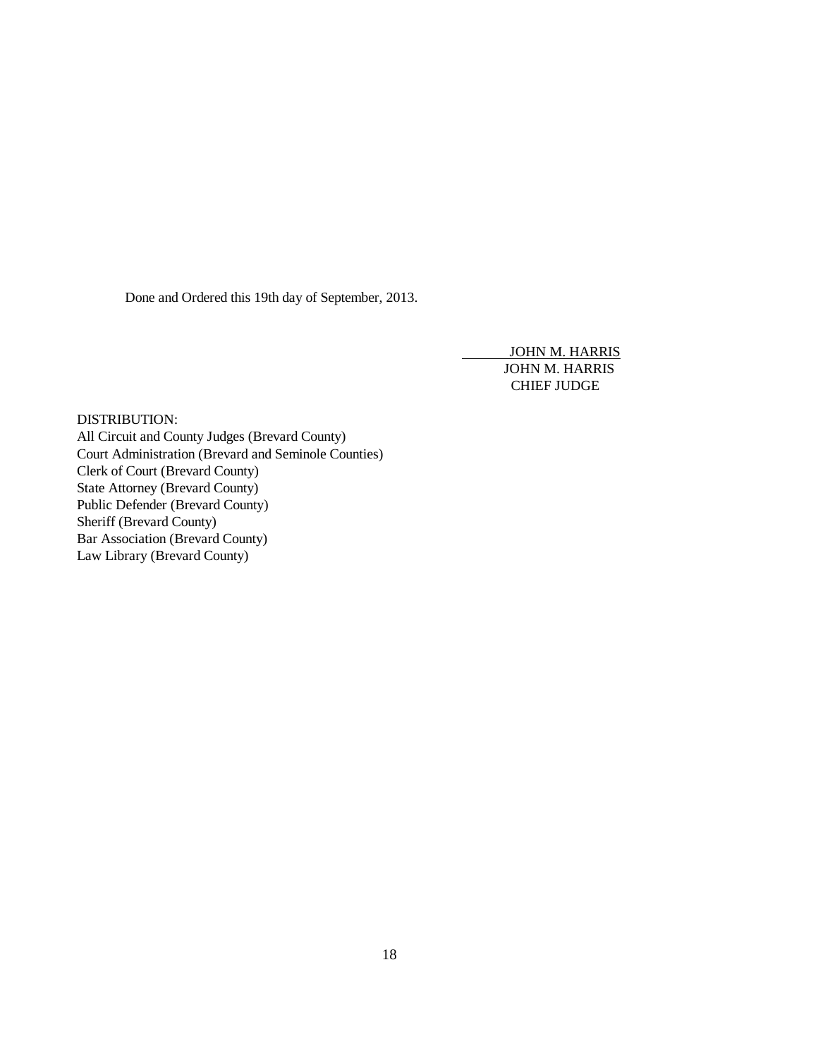Done and Ordered this 19th day of September, 2013.

JOHN M. HARRIS
JOHN M. HARRIS
CHIEF JUDGE

DISTRIBUTION:
All Circuit and County Judges (Brevard County)
Court Administration (Brevard and Seminole Counties)
Clerk of Court (Brevard County)
State Attorney (Brevard County)
Public Defender (Brevard County)
Sheriff (Brevard County)
Bar Association (Brevard County)
Law Library (Brevard County)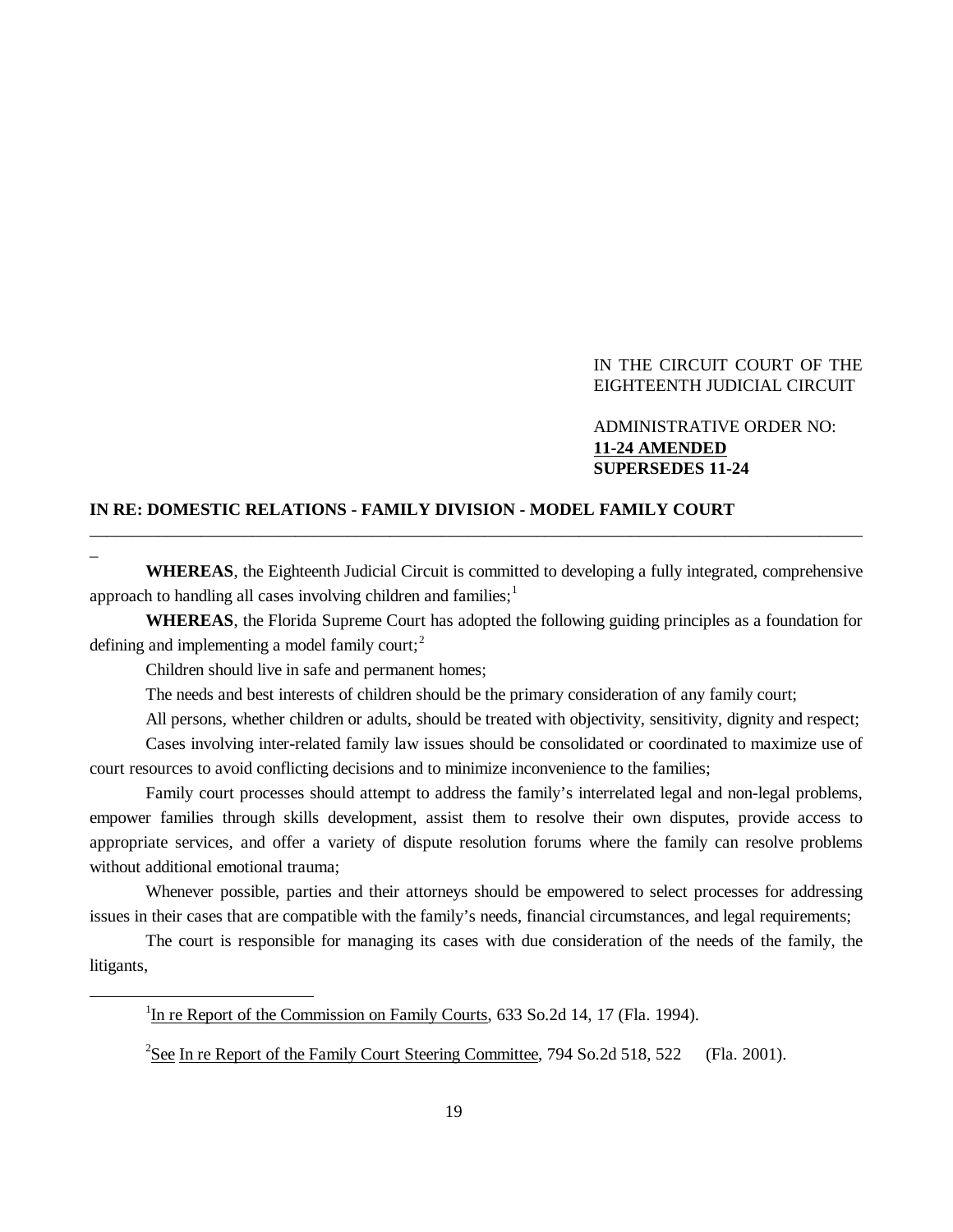IN THE CIRCUIT COURT OF THE
EIGHTEENTH JUDICIAL CIRCUIT

ADMINISTRATIVE ORDER NO:
**11-24 AMENDED**
**SUPERSEDES 11-24**

**IN RE: DOMESTIC RELATIONS - FAMILY DIVISION - MODEL FAMILY COURT**

---

**WHEREAS**, the Eighteenth Judicial Circuit is committed to developing a fully integrated, comprehensive approach to handling all cases involving children and families;[1]

**WHEREAS**, the Florida Supreme Court has adopted the following guiding principles as a foundation for defining and implementing a model family court;[2]

Children should live in safe and permanent homes;

The needs and best interests of children should be the primary consideration of any family court;

All persons, whether children or adults, should be treated with objectivity, sensitivity, dignity and respect;

Cases involving inter-related family law issues should be consolidated or coordinated to maximize use of court resources to avoid conflicting decisions and to minimize inconvenience to the families;

Family court processes should attempt to address the family's interrelated legal and non-legal problems, empower families through skills development, assist them to resolve their own disputes, provide access to appropriate services, and offer a variety of dispute resolution forums where the family can resolve problems without additional emotional trauma;

Whenever possible, parties and their attorneys should be empowered to select processes for addressing issues in their cases that are compatible with the family's needs, financial circumstances, and legal requirements;

The court is responsible for managing its cases with due consideration of the needs of the family, the litigants,

---

[1] In re Report of the Commission on Family Courts, 633 So.2d 14, 17 (Fla. 1994).

[2] See In re Report of the Family Court Steering Committee, 794 So.2d 518, 522 (Fla. 2001).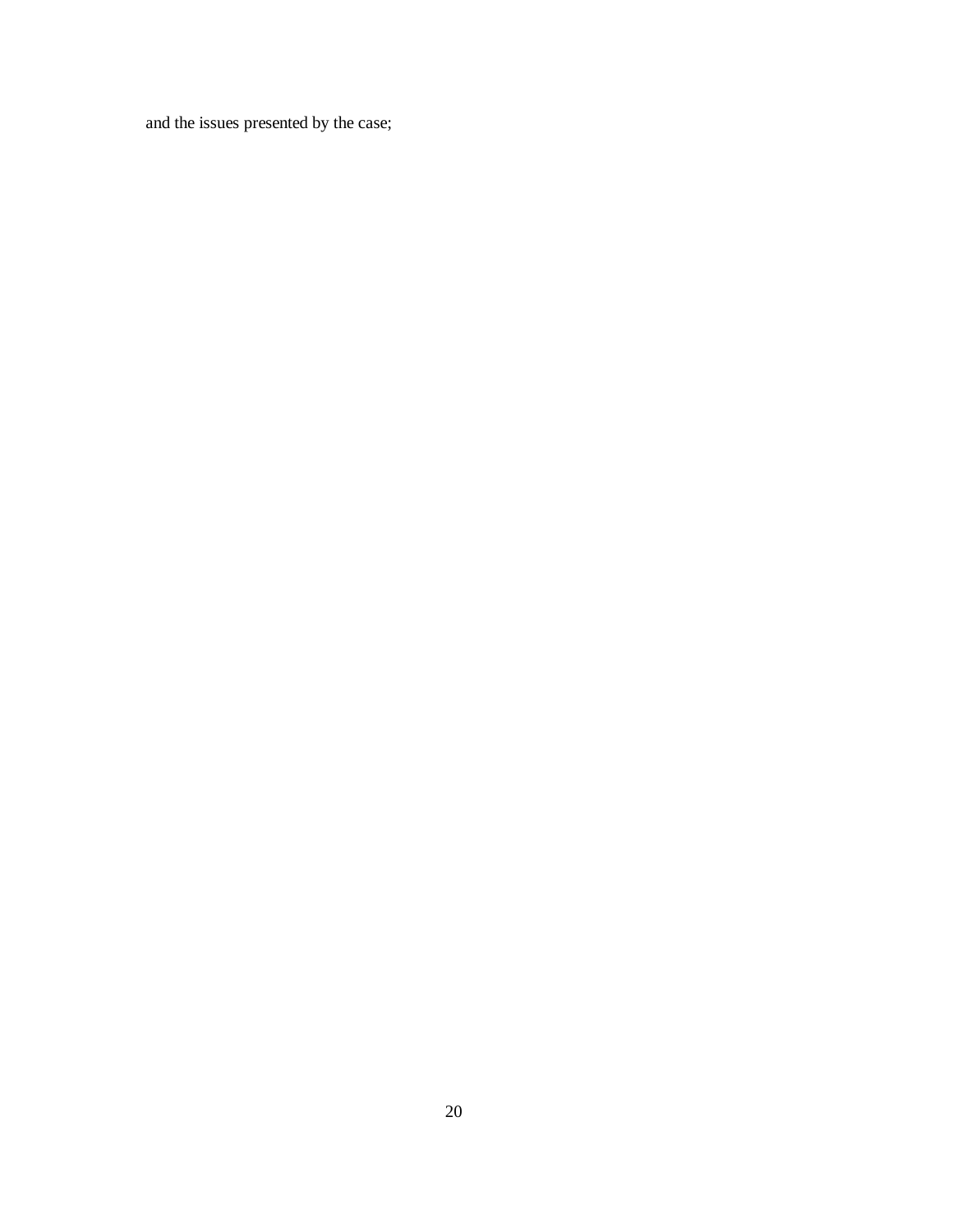and the issues presented by the case;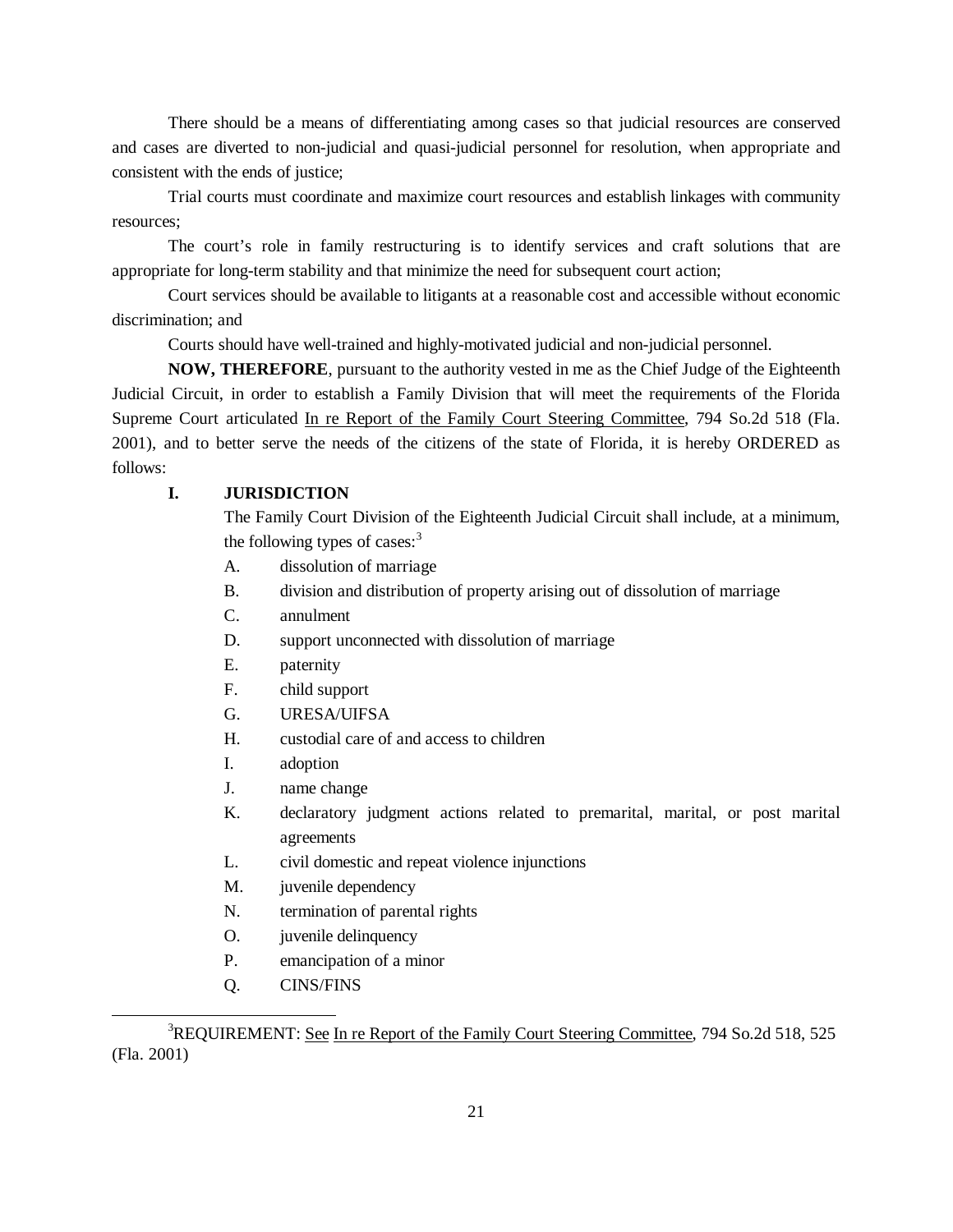There should be a means of differentiating among cases so that judicial resources are conserved and cases are diverted to non-judicial and quasi-judicial personnel for resolution, when appropriate and consistent with the ends of justice;

Trial courts must coordinate and maximize court resources and establish linkages with community resources;

The court's role in family restructuring is to identify services and craft solutions that are appropriate for long-term stability and that minimize the need for subsequent court action;

Court services should be available to litigants at a reasonable cost and accessible without economic discrimination; and

Courts should have well-trained and highly-motivated judicial and non-judicial personnel.

**NOW, THEREFORE**, pursuant to the authority vested in me as the Chief Judge of the Eighteenth Judicial Circuit, in order to establish a Family Division that will meet the requirements of the Florida Supreme Court articulated In re Report of the Family Court Steering Committee, 794 So.2d 518 (Fla. 2001), and to better serve the needs of the citizens of the state of Florida, it is hereby ORDERED as follows:

**I. JURISDICTION**

The Family Court Division of the Eighteenth Judicial Circuit shall include, at a minimum, the following types of cases:[3]

A. dissolution of marriage

B. division and distribution of property arising out of dissolution of marriage

C. annulment

D. support unconnected with dissolution of marriage

E. paternity

F. child support

G. URESA/UIFSA

H. custodial care of and access to children

I. adoption

J. name change

K. declaratory judgment actions related to premarital, marital, or post marital agreements

L. civil domestic and repeat violence injunctions

M. juvenile dependency

N. termination of parental rights

O. juvenile delinquency

P. emancipation of a minor

Q. CINS/FINS

---

[3]REQUIREMENT: See In re Report of the Family Court Steering Committee, 794 So.2d 518, 525 (Fla. 2001)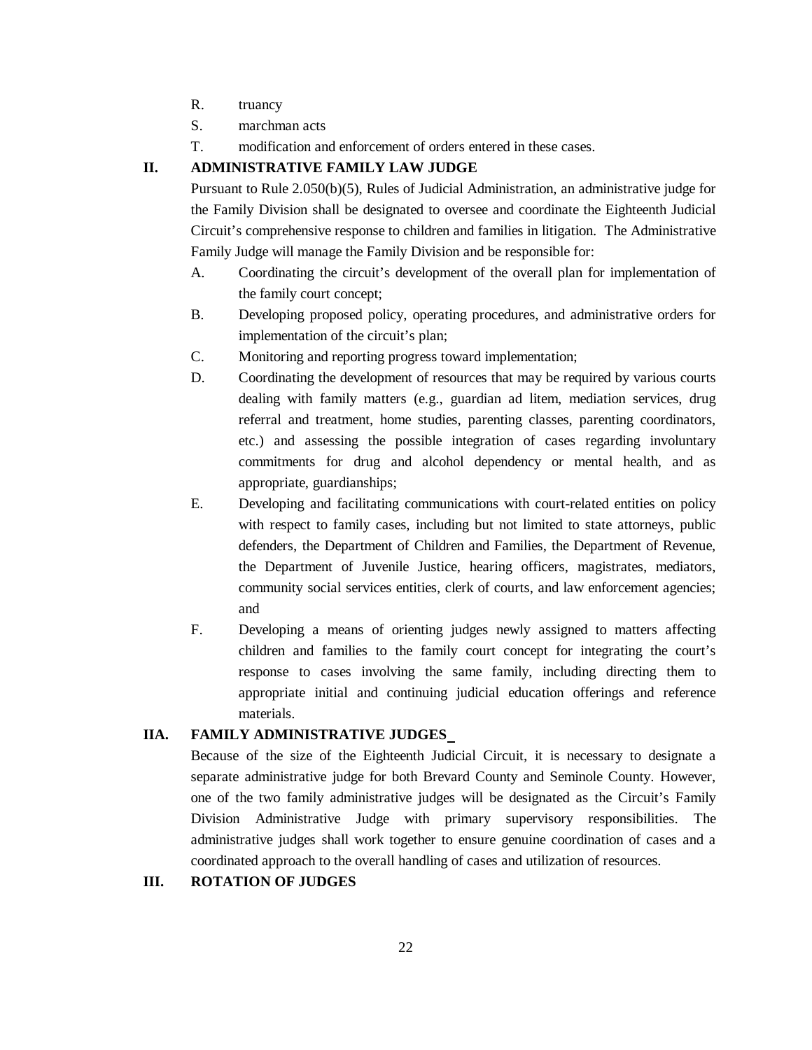R. truancy

S. marchman acts

T. modification and enforcement of orders entered in these cases.

## II. ADMINISTRATIVE FAMILY LAW JUDGE

Pursuant to Rule 2.050(b)(5), Rules of Judicial Administration, an administrative judge for the Family Division shall be designated to oversee and coordinate the Eighteenth Judicial Circuit's comprehensive response to children and families in litigation. The Administrative Family Judge will manage the Family Division and be responsible for:

A. Coordinating the circuit's development of the overall plan for implementation of the family court concept;

B. Developing proposed policy, operating procedures, and administrative orders for implementation of the circuit's plan;

C. Monitoring and reporting progress toward implementation;

D. Coordinating the development of resources that may be required by various courts dealing with family matters (e.g., guardian ad litem, mediation services, drug referral and treatment, home studies, parenting classes, parenting coordinators, etc.) and assessing the possible integration of cases regarding involuntary commitments for drug and alcohol dependency or mental health, and as appropriate, guardianships;

E. Developing and facilitating communications with court-related entities on policy with respect to family cases, including but not limited to state attorneys, public defenders, the Department of Children and Families, the Department of Revenue, the Department of Juvenile Justice, hearing officers, magistrates, mediators, community social services entities, clerk of courts, and law enforcement agencies; and

F. Developing a means of orienting judges newly assigned to matters affecting children and families to the family court concept for integrating the court's response to cases involving the same family, including directing them to appropriate initial and continuing judicial education offerings and reference materials.

## IIA. FAMILY ADMINISTRATIVE JUDGES

Because of the size of the Eighteenth Judicial Circuit, it is necessary to designate a separate administrative judge for both Brevard County and Seminole County. However, one of the two family administrative judges will be designated as the Circuit's Family Division Administrative Judge with primary supervisory responsibilities. The administrative judges shall work together to ensure genuine coordination of cases and a coordinated approach to the overall handling of cases and utilization of resources.

## III. ROTATION OF JUDGES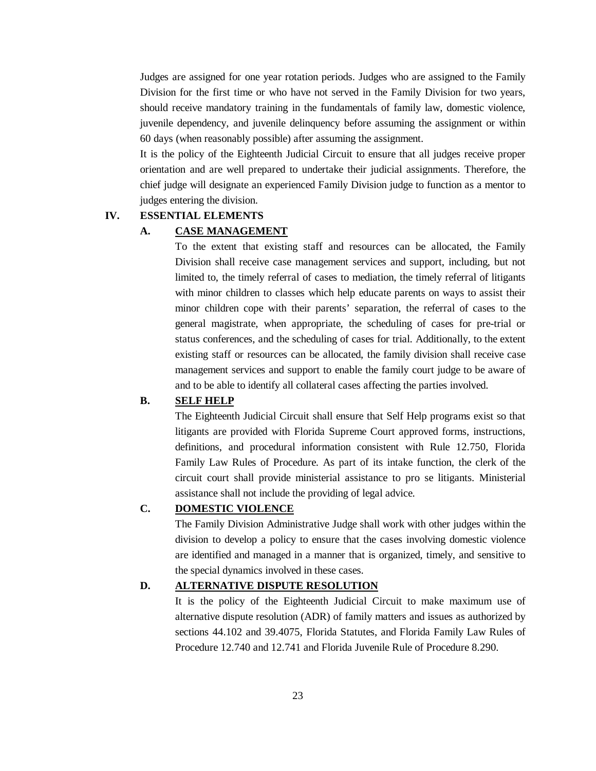Judges are assigned for one year rotation periods. Judges who are assigned to the Family Division for the first time or who have not served in the Family Division for two years, should receive mandatory training in the fundamentals of family law, domestic violence, juvenile dependency, and juvenile delinquency before assuming the assignment or within 60 days (when reasonably possible) after assuming the assignment.

It is the policy of the Eighteenth Judicial Circuit to ensure that all judges receive proper orientation and are well prepared to undertake their judicial assignments. Therefore, the chief judge will designate an experienced Family Division judge to function as a mentor to judges entering the division.

## IV. ESSENTIAL ELEMENTS

### A. CASE MANAGEMENT

To the extent that existing staff and resources can be allocated, the Family Division shall receive case management services and support, including, but not limited to, the timely referral of cases to mediation, the timely referral of litigants with minor children to classes which help educate parents on ways to assist their minor children cope with their parents' separation, the referral of cases to the general magistrate, when appropriate, the scheduling of cases for pre-trial or status conferences, and the scheduling of cases for trial. Additionally, to the extent existing staff or resources can be allocated, the family division shall receive case management services and support to enable the family court judge to be aware of and to be able to identify all collateral cases affecting the parties involved.

### B. SELF HELP

The Eighteenth Judicial Circuit shall ensure that Self Help programs exist so that litigants are provided with Florida Supreme Court approved forms, instructions, definitions, and procedural information consistent with Rule 12.750, Florida Family Law Rules of Procedure. As part of its intake function, the clerk of the circuit court shall provide ministerial assistance to pro se litigants. Ministerial assistance shall not include the providing of legal advice.

### C. DOMESTIC VIOLENCE

The Family Division Administrative Judge shall work with other judges within the division to develop a policy to ensure that the cases involving domestic violence are identified and managed in a manner that is organized, timely, and sensitive to the special dynamics involved in these cases.

### D. ALTERNATIVE DISPUTE RESOLUTION

It is the policy of the Eighteenth Judicial Circuit to make maximum use of alternative dispute resolution (ADR) of family matters and issues as authorized by sections 44.102 and 39.4075, Florida Statutes, and Florida Family Law Rules of Procedure 12.740 and 12.741 and Florida Juvenile Rule of Procedure 8.290.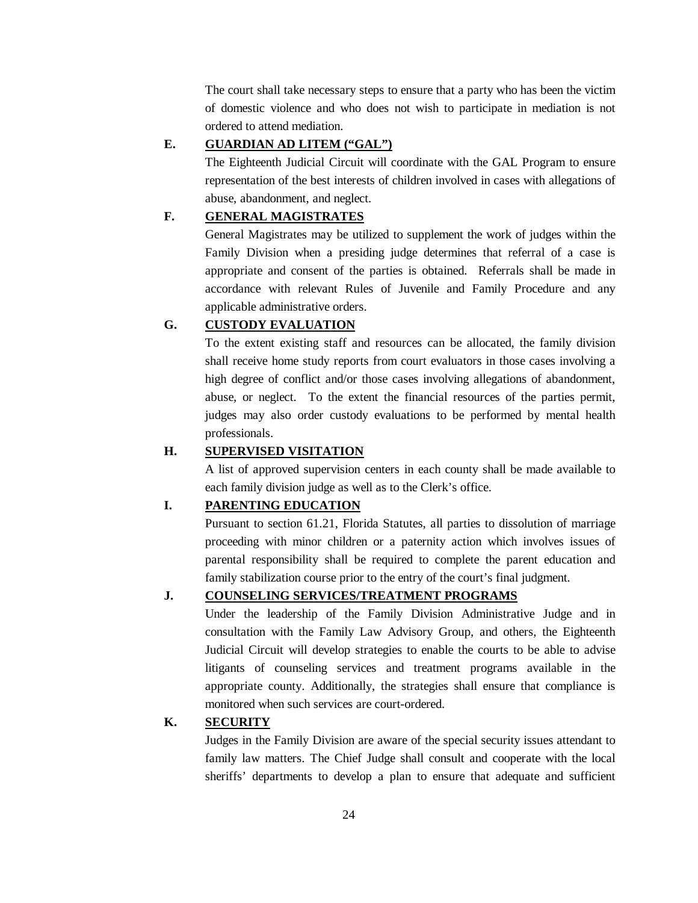The court shall take necessary steps to ensure that a party who has been the victim of domestic violence and who does not wish to participate in mediation is not ordered to attend mediation.

**E. GUARDIAN AD LITEM ("GAL")**

The Eighteenth Judicial Circuit will coordinate with the GAL Program to ensure representation of the best interests of children involved in cases with allegations of abuse, abandonment, and neglect.

**F. GENERAL MAGISTRATES**

General Magistrates may be utilized to supplement the work of judges within the Family Division when a presiding judge determines that referral of a case is appropriate and consent of the parties is obtained. Referrals shall be made in accordance with relevant Rules of Juvenile and Family Procedure and any applicable administrative orders.

**G. CUSTODY EVALUATION**

To the extent existing staff and resources can be allocated, the family division shall receive home study reports from court evaluators in those cases involving a high degree of conflict and/or those cases involving allegations of abandonment, abuse, or neglect. To the extent the financial resources of the parties permit, judges may also order custody evaluations to be performed by mental health professionals.

**H. SUPERVISED VISITATION**

A list of approved supervision centers in each county shall be made available to each family division judge as well as to the Clerk's office.

**I. PARENTING EDUCATION**

Pursuant to section 61.21, Florida Statutes, all parties to dissolution of marriage proceeding with minor children or a paternity action which involves issues of parental responsibility shall be required to complete the parent education and family stabilization course prior to the entry of the court's final judgment.

**J. COUNSELING SERVICES/TREATMENT PROGRAMS**

Under the leadership of the Family Division Administrative Judge and in consultation with the Family Law Advisory Group, and others, the Eighteenth Judicial Circuit will develop strategies to enable the courts to be able to advise litigants of counseling services and treatment programs available in the appropriate county. Additionally, the strategies shall ensure that compliance is monitored when such services are court-ordered.

**K. SECURITY**

Judges in the Family Division are aware of the special security issues attendant to family law matters. The Chief Judge shall consult and cooperate with the local sheriffs' departments to develop a plan to ensure that adequate and sufficient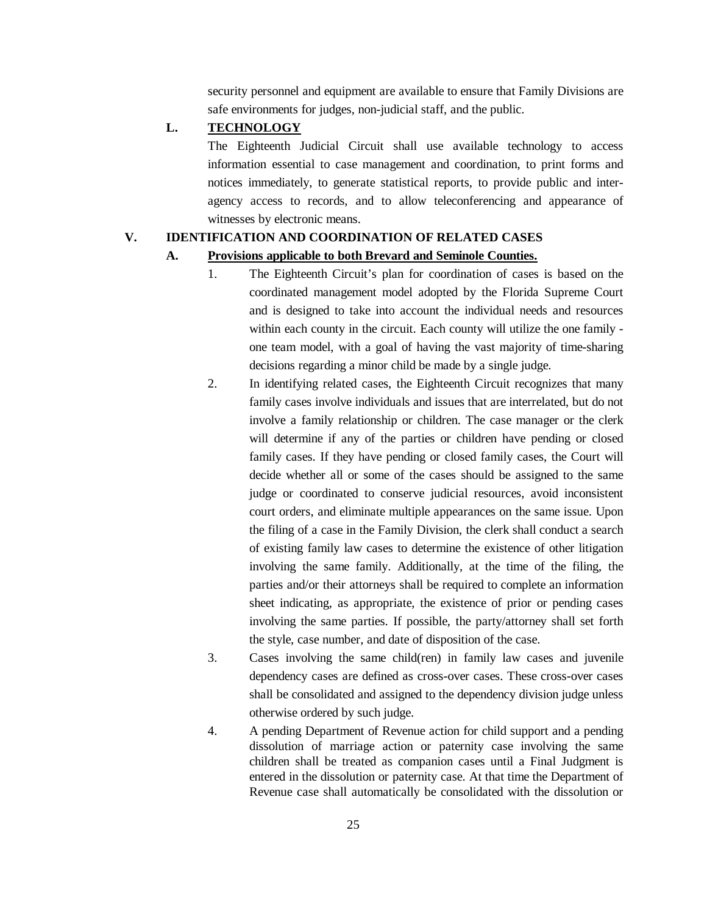security personnel and equipment are available to ensure that Family Divisions are safe environments for judges, non-judicial staff, and the public.

### L. TECHNOLOGY

The Eighteenth Judicial Circuit shall use available technology to access information essential to case management and coordination, to print forms and notices immediately, to generate statistical reports, to provide public and inter-agency access to records, and to allow teleconferencing and appearance of witnesses by electronic means.

## V. IDENTIFICATION AND COORDINATION OF RELATED CASES

### A. Provisions applicable to both Brevard and Seminole Counties.

1. The Eighteenth Circuit's plan for coordination of cases is based on the coordinated management model adopted by the Florida Supreme Court and is designed to take into account the individual needs and resources within each county in the circuit. Each county will utilize the one family - one team model, with a goal of having the vast majority of time-sharing decisions regarding a minor child be made by a single judge.

2. In identifying related cases, the Eighteenth Circuit recognizes that many family cases involve individuals and issues that are interrelated, but do not involve a family relationship or children. The case manager or the clerk will determine if any of the parties or children have pending or closed family cases. If they have pending or closed family cases, the Court will decide whether all or some of the cases should be assigned to the same judge or coordinated to conserve judicial resources, avoid inconsistent court orders, and eliminate multiple appearances on the same issue. Upon the filing of a case in the Family Division, the clerk shall conduct a search of existing family law cases to determine the existence of other litigation involving the same family. Additionally, at the time of the filing, the parties and/or their attorneys shall be required to complete an information sheet indicating, as appropriate, the existence of prior or pending cases involving the same parties. If possible, the party/attorney shall set forth the style, case number, and date of disposition of the case.

3. Cases involving the same child(ren) in family law cases and juvenile dependency cases are defined as cross-over cases. These cross-over cases shall be consolidated and assigned to the dependency division judge unless otherwise ordered by such judge.

4. A pending Department of Revenue action for child support and a pending dissolution of marriage action or paternity case involving the same children shall be treated as companion cases until a Final Judgment is entered in the dissolution or paternity case. At that time the Department of Revenue case shall automatically be consolidated with the dissolution or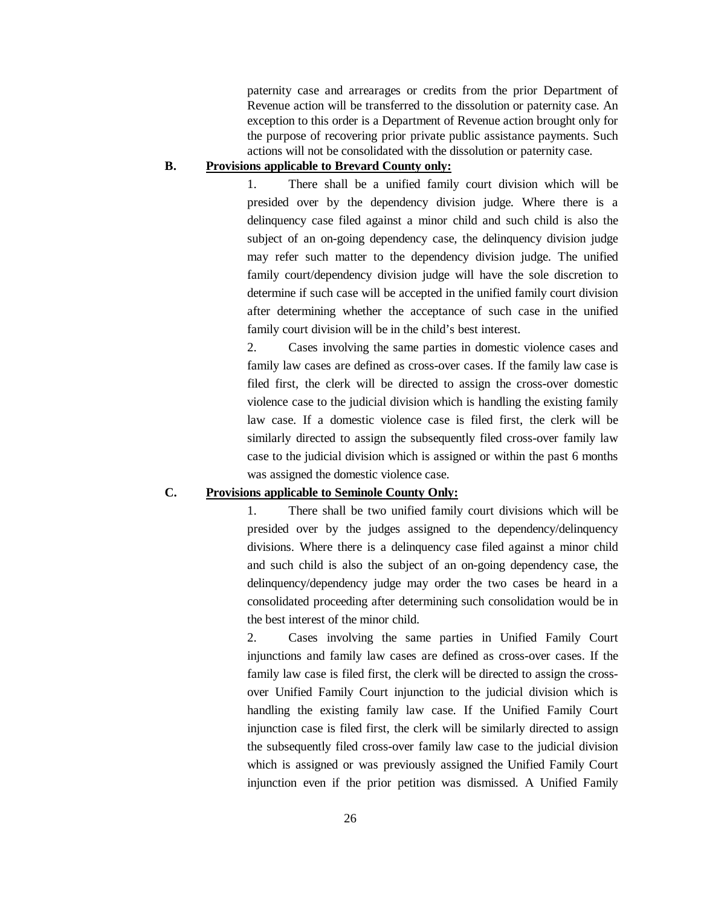paternity case and arrearages or credits from the prior Department of Revenue action will be transferred to the dissolution or paternity case. An exception to this order is a Department of Revenue action brought only for the purpose of recovering prior private public assistance payments. Such actions will not be consolidated with the dissolution or paternity case.

**B. <u>Provisions applicable to Brevard County only:</u>**

1. There shall be a unified family court division which will be presided over by the dependency division judge. Where there is a delinquency case filed against a minor child and such child is also the subject of an on-going dependency case, the delinquency division judge may refer such matter to the dependency division judge. The unified family court/dependency division judge will have the sole discretion to determine if such case will be accepted in the unified family court division after determining whether the acceptance of such case in the unified family court division will be in the child's best interest.

2. Cases involving the same parties in domestic violence cases and family law cases are defined as cross-over cases. If the family law case is filed first, the clerk will be directed to assign the cross-over domestic violence case to the judicial division which is handling the existing family law case. If a domestic violence case is filed first, the clerk will be similarly directed to assign the subsequently filed cross-over family law case to the judicial division which is assigned or within the past 6 months was assigned the domestic violence case.

**C. <u>Provisions applicable to Seminole County Only:</u>**

1. There shall be two unified family court divisions which will be presided over by the judges assigned to the dependency/delinquency divisions. Where there is a delinquency case filed against a minor child and such child is also the subject of an on-going dependency case, the delinquency/dependency judge may order the two cases be heard in a consolidated proceeding after determining such consolidation would be in the best interest of the minor child.

2. Cases involving the same parties in Unified Family Court injunctions and family law cases are defined as cross-over cases. If the family law case is filed first, the clerk will be directed to assign the cross-over Unified Family Court injunction to the judicial division which is handling the existing family law case. If the Unified Family Court injunction case is filed first, the clerk will be similarly directed to assign the subsequently filed cross-over family law case to the judicial division which is assigned or was previously assigned the Unified Family Court injunction even if the prior petition was dismissed. A Unified Family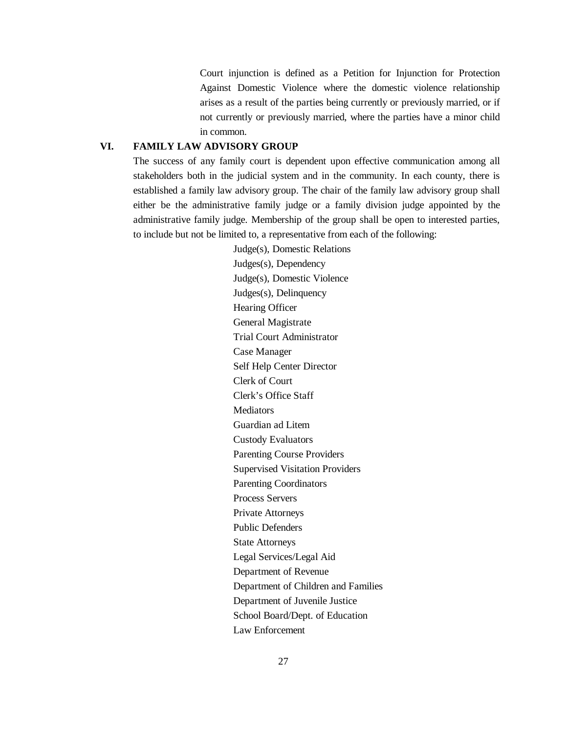Court injunction is defined as a Petition for Injunction for Protection Against Domestic Violence where the domestic violence relationship arises as a result of the parties being currently or previously married, or if not currently or previously married, where the parties have a minor child in common.

## VI. FAMILY LAW ADVISORY GROUP

The success of any family court is dependent upon effective communication among all stakeholders both in the judicial system and in the community. In each county, there is established a family law advisory group. The chair of the family law advisory group shall either be the administrative family judge or a family division judge appointed by the administrative family judge. Membership of the group shall be open to interested parties, to include but not be limited to, a representative from each of the following:

- Judge(s), Domestic Relations
- Judges(s), Dependency
- Judge(s), Domestic Violence
- Judges(s), Delinquency
- Hearing Officer
- General Magistrate
- Trial Court Administrator
- Case Manager
- Self Help Center Director
- Clerk of Court
- Clerk's Office Staff
- Mediators
- Guardian ad Litem
- Custody Evaluators
- Parenting Course Providers
- Supervised Visitation Providers
- Parenting Coordinators
- Process Servers
- Private Attorneys
- Public Defenders
- State Attorneys
- Legal Services/Legal Aid
- Department of Revenue
- Department of Children and Families
- Department of Juvenile Justice
- School Board/Dept. of Education
- Law Enforcement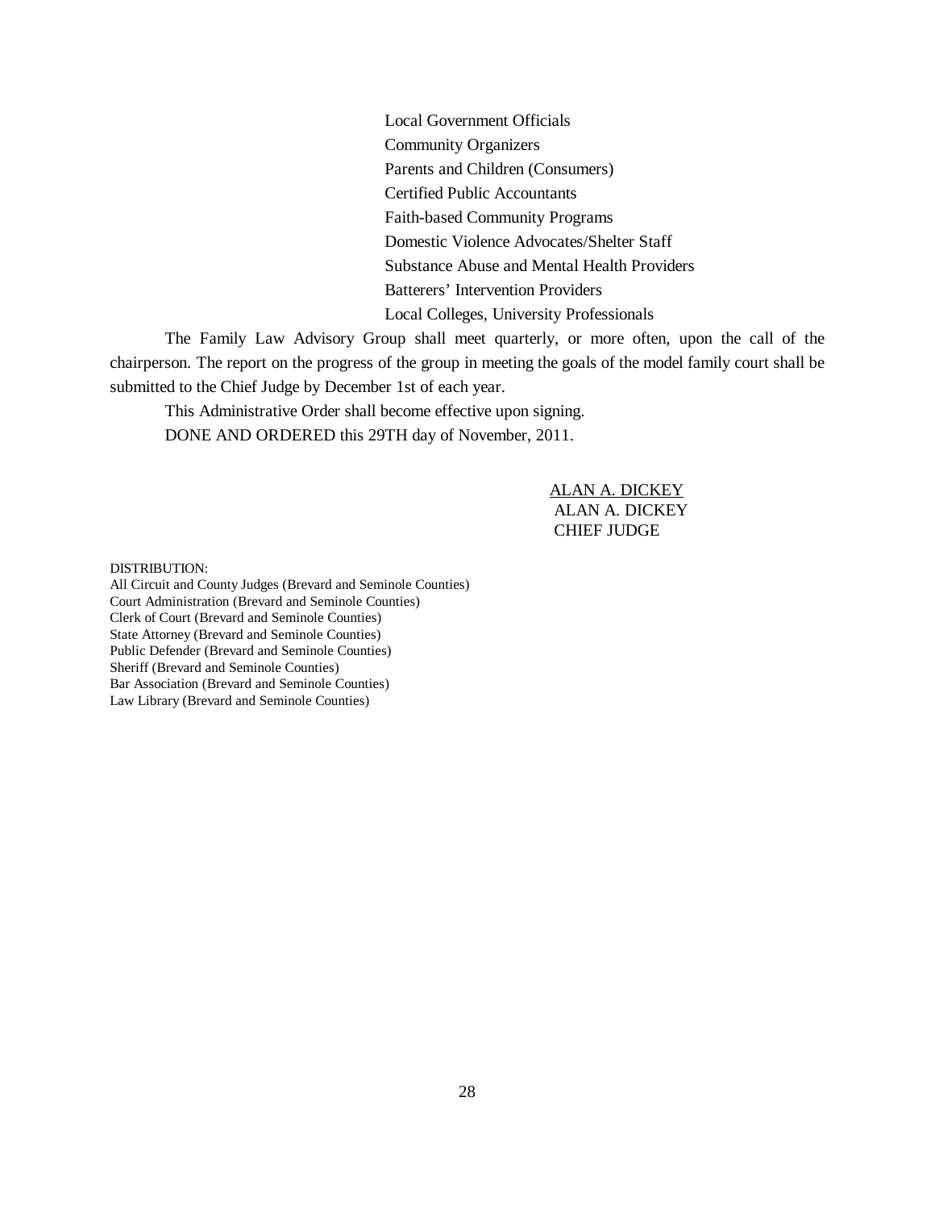Local Government Officials
Community Organizers
Parents and Children (Consumers)
Certified Public Accountants
Faith-based Community Programs
Domestic Violence Advocates/Shelter Staff
Substance Abuse and Mental Health Providers
Batterers' Intervention Providers
Local Colleges, University Professionals

The Family Law Advisory Group shall meet quarterly, or more often, upon the call of the chairperson. The report on the progress of the group in meeting the goals of the model family court shall be submitted to the Chief Judge by December 1st of each year.

This Administrative Order shall become effective upon signing.

DONE AND ORDERED this 29TH day of November, 2011.

ALAN A. DICKEY
ALAN A. DICKEY
CHIEF JUDGE

DISTRIBUTION:
All Circuit and County Judges (Brevard and Seminole Counties)
Court Administration (Brevard and Seminole Counties)
Clerk of Court (Brevard and Seminole Counties)
State Attorney (Brevard and Seminole Counties)
Public Defender (Brevard and Seminole Counties)
Sheriff (Brevard and Seminole Counties)
Bar Association (Brevard and Seminole Counties)
Law Library (Brevard and Seminole Counties)